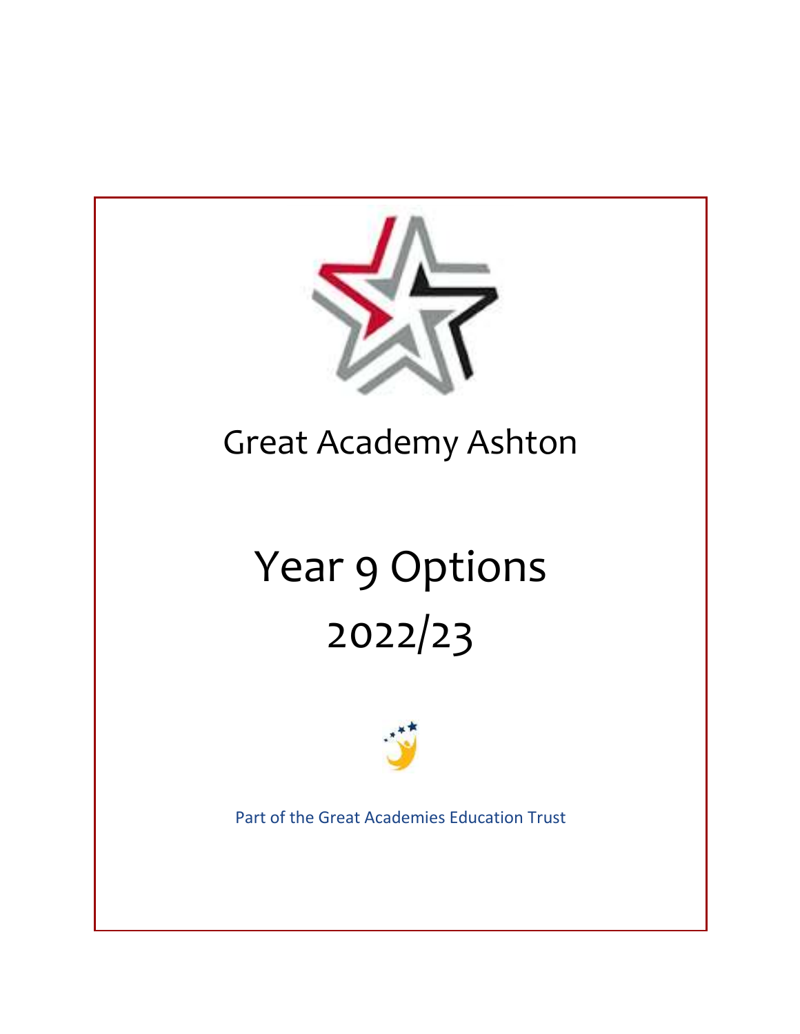# Great Academy Ashton

# Year 9 Options 2022/23

Part of the Great Academies Education Trust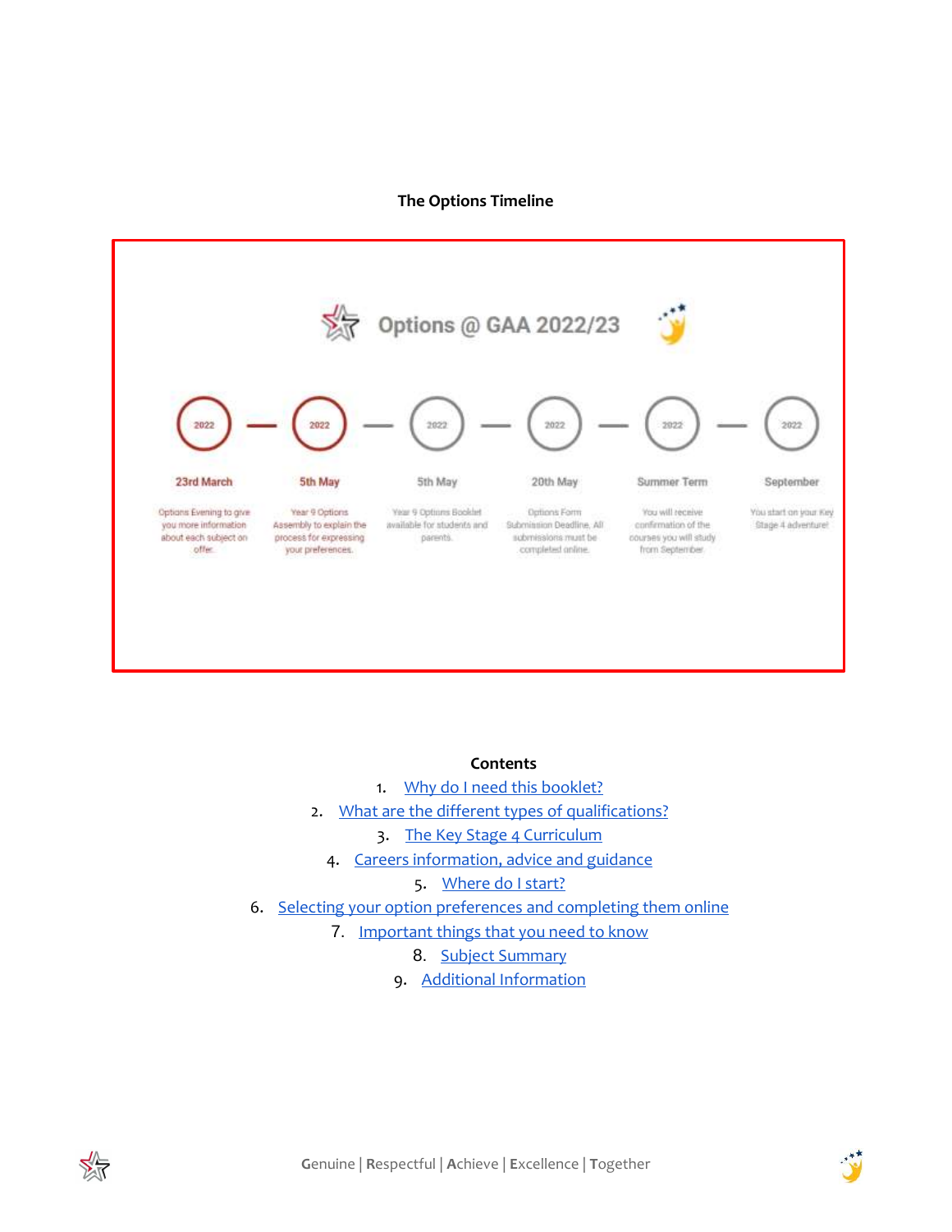**The Options Timeline**

Options @ GAA 2022/23

| 2022 | 2022 | 2022 | 2022 | 2022 | 2022 |
|---|---|---|---|---|---|
| 23rd March | 5th May | 5th May | 20th May | Summer Term | September |
| Options Evening to give you more information about each subject on offer. | Year 9 Options Assembly to explain the process for expressing your preferences. | Year 9 Options Booklet available for students and parents. | Options Form Submission Deadline. All submissions must be completed online. | You will receive confirmation of the courses you will study from September. | You start on your Key Stage 4 adventure! |

**Contents**

1. Why do I need this booklet?
2. What are the different types of qualifications?
3. The Key Stage 4 Curriculum
4. Careers information, advice and guidance
5. Where do I start?
6. Selecting your option preferences and completing them online
7. Important things that you need to know
8. Subject Summary
9. Additional Information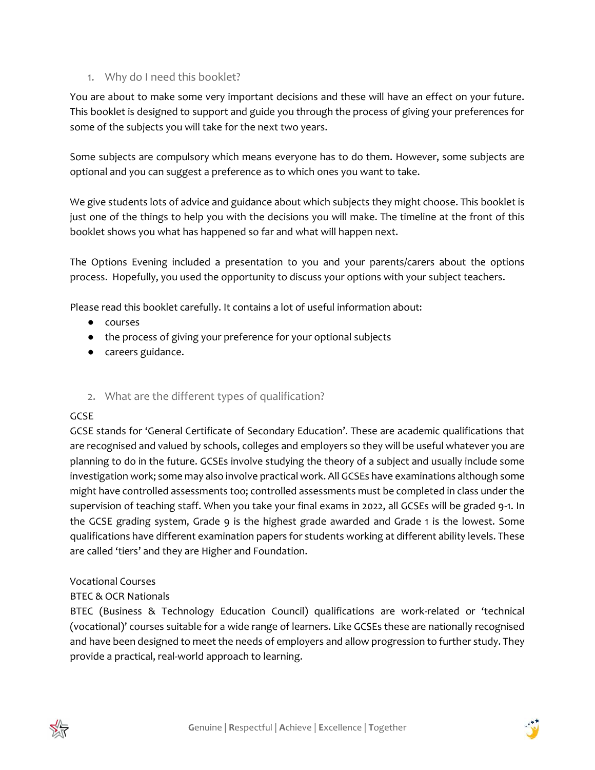## 1. Why do I need this booklet?

You are about to make some very important decisions and these will have an effect on your future. This booklet is designed to support and guide you through the process of giving your preferences for some of the subjects you will take for the next two years.

Some subjects are compulsory which means everyone has to do them. However, some subjects are optional and you can suggest a preference as to which ones you want to take.

We give students lots of advice and guidance about which subjects they might choose. This booklet is just one of the things to help you with the decisions you will make. The timeline at the front of this booklet shows you what has happened so far and what will happen next.

The Options Evening included a presentation to you and your parents/carers about the options process. Hopefully, you used the opportunity to discuss your options with your subject teachers.

Please read this booklet carefully. It contains a lot of useful information about:

- courses
- the process of giving your preference for your optional subjects
- careers guidance.

## 2. What are the different types of qualification?

GCSE

GCSE stands for 'General Certificate of Secondary Education'. These are academic qualifications that are recognised and valued by schools, colleges and employers so they will be useful whatever you are planning to do in the future. GCSEs involve studying the theory of a subject and usually include some investigation work; some may also involve practical work. All GCSEs have examinations although some might have controlled assessments too; controlled assessments must be completed in class under the supervision of teaching staff. When you take your final exams in 2022, all GCSEs will be graded 9-1. In the GCSE grading system, Grade 9 is the highest grade awarded and Grade 1 is the lowest. Some qualifications have different examination papers for students working at different ability levels. These are called 'tiers' and they are Higher and Foundation.

Vocational Courses

BTEC & OCR Nationals

BTEC (Business & Technology Education Council) qualifications are work-related or 'technical (vocational)' courses suitable for a wide range of learners. Like GCSEs these are nationally recognised and have been designed to meet the needs of employers and allow progression to further study. They provide a practical, real-world approach to learning.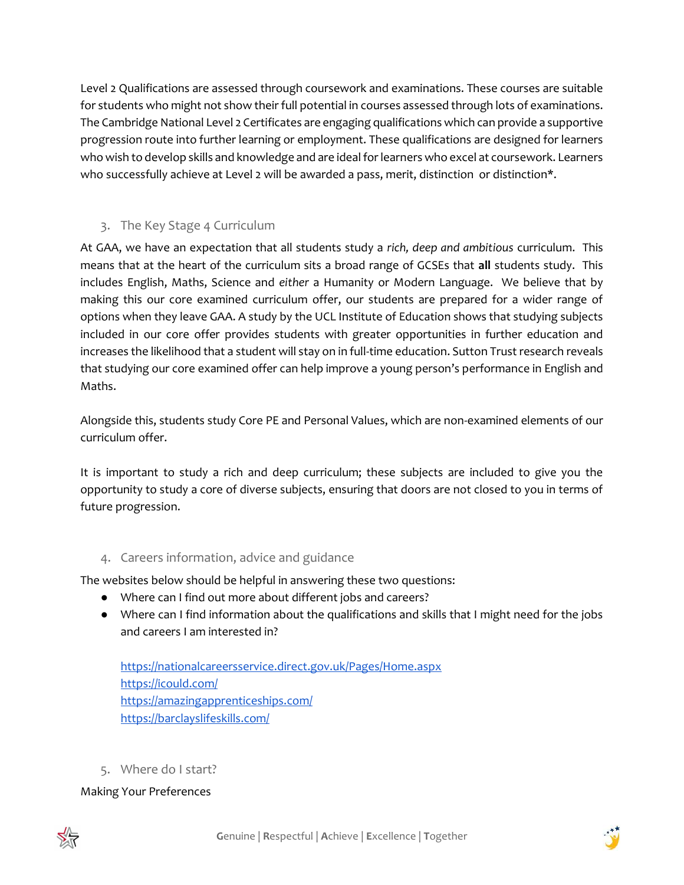Level 2 Qualifications are assessed through coursework and examinations. These courses are suitable for students who might not show their full potential in courses assessed through lots of examinations. The Cambridge National Level 2 Certificates are engaging qualifications which can provide a supportive progression route into further learning or employment. These qualifications are designed for learners who wish to develop skills and knowledge and are ideal for learners who excel at coursework. Learners who successfully achieve at Level 2 will be awarded a pass, merit, distinction or distinction*.

## 3. The Key Stage 4 Curriculum

At GAA, we have an expectation that all students study a *rich, deep and ambitious* curriculum. This means that at the heart of the curriculum sits a broad range of GCSEs that **all** students study. This includes English, Maths, Science and *either* a Humanity or Modern Language. We believe that by making this our core examined curriculum offer, our students are prepared for a wider range of options when they leave GAA. A study by the UCL Institute of Education shows that studying subjects included in our core offer provides students with greater opportunities in further education and increases the likelihood that a student will stay on in full-time education. Sutton Trust research reveals that studying our core examined offer can help improve a young person's performance in English and Maths.

Alongside this, students study Core PE and Personal Values, which are non-examined elements of our curriculum offer.

It is important to study a rich and deep curriculum; these subjects are included to give you the opportunity to study a core of diverse subjects, ensuring that doors are not closed to you in terms of future progression.

## 4. Careers information, advice and guidance

The websites below should be helpful in answering these two questions:

- Where can I find out more about different jobs and careers?
- Where can I find information about the qualifications and skills that I might need for the jobs and careers I am interested in?

  https://nationalcareersservice.direct.gov.uk/Pages/Home.aspx
  https://icould.com/
  https://amazingapprenticeships.com/
  https://barclayslifeskills.com/

## 5. Where do I start?

Making Your Preferences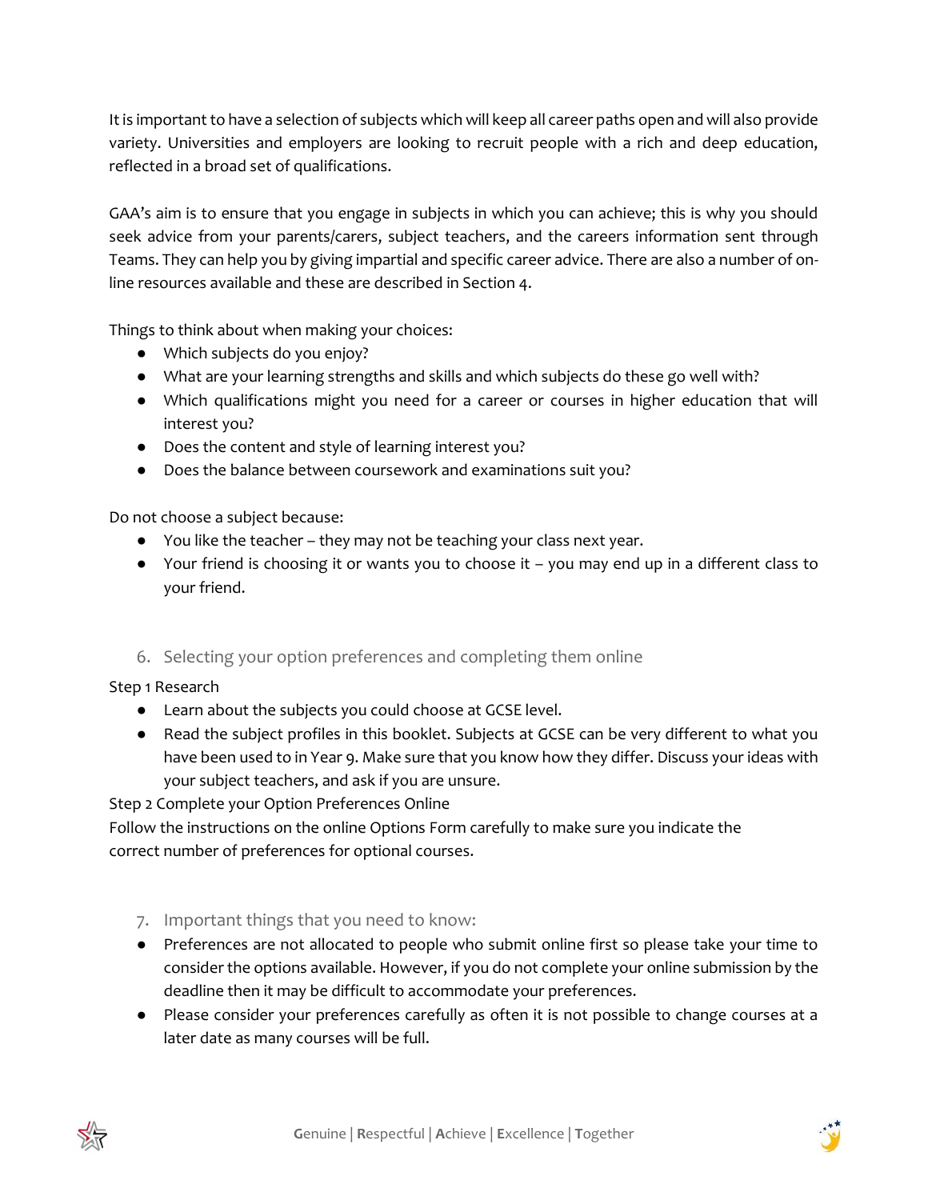It is important to have a selection of subjects which will keep all career paths open and will also provide variety. Universities and employers are looking to recruit people with a rich and deep education, reflected in a broad set of qualifications.

GAA's aim is to ensure that you engage in subjects in which you can achieve; this is why you should seek advice from your parents/carers, subject teachers, and the careers information sent through Teams. They can help you by giving impartial and specific career advice. There are also a number of on-line resources available and these are described in Section 4.

Things to think about when making your choices:

- Which subjects do you enjoy?
- What are your learning strengths and skills and which subjects do these go well with?
- Which qualifications might you need for a career or courses in higher education that will interest you?
- Does the content and style of learning interest you?
- Does the balance between coursework and examinations suit you?

Do not choose a subject because:

- You like the teacher – they may not be teaching your class next year.
- Your friend is choosing it or wants you to choose it – you may end up in a different class to your friend.

## 6. Selecting your option preferences and completing them online

Step 1 Research

- Learn about the subjects you could choose at GCSE level.
- Read the subject profiles in this booklet. Subjects at GCSE can be very different to what you have been used to in Year 9. Make sure that you know how they differ. Discuss your ideas with your subject teachers, and ask if you are unsure.

Step 2 Complete your Option Preferences Online

Follow the instructions on the online Options Form carefully to make sure you indicate the correct number of preferences for optional courses.

## 7. Important things that you need to know:

- Preferences are not allocated to people who submit online first so please take your time to consider the options available. However, if you do not complete your online submission by the deadline then it may be difficult to accommodate your preferences.
- Please consider your preferences carefully as often it is not possible to change courses at a later date as many courses will be full.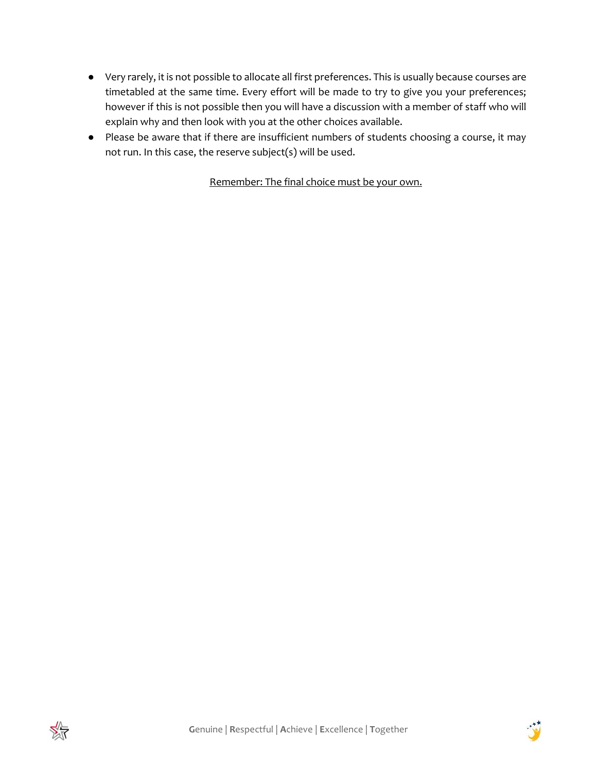- Very rarely, it is not possible to allocate all first preferences. This is usually because courses are timetabled at the same time. Every effort will be made to try to give you your preferences; however if this is not possible then you will have a discussion with a member of staff who will explain why and then look with you at the other choices available.
- Please be aware that if there are insufficient numbers of students choosing a course, it may not run. In this case, the reserve subject(s) will be used.

<u>Remember: The final choice must be your own.</u>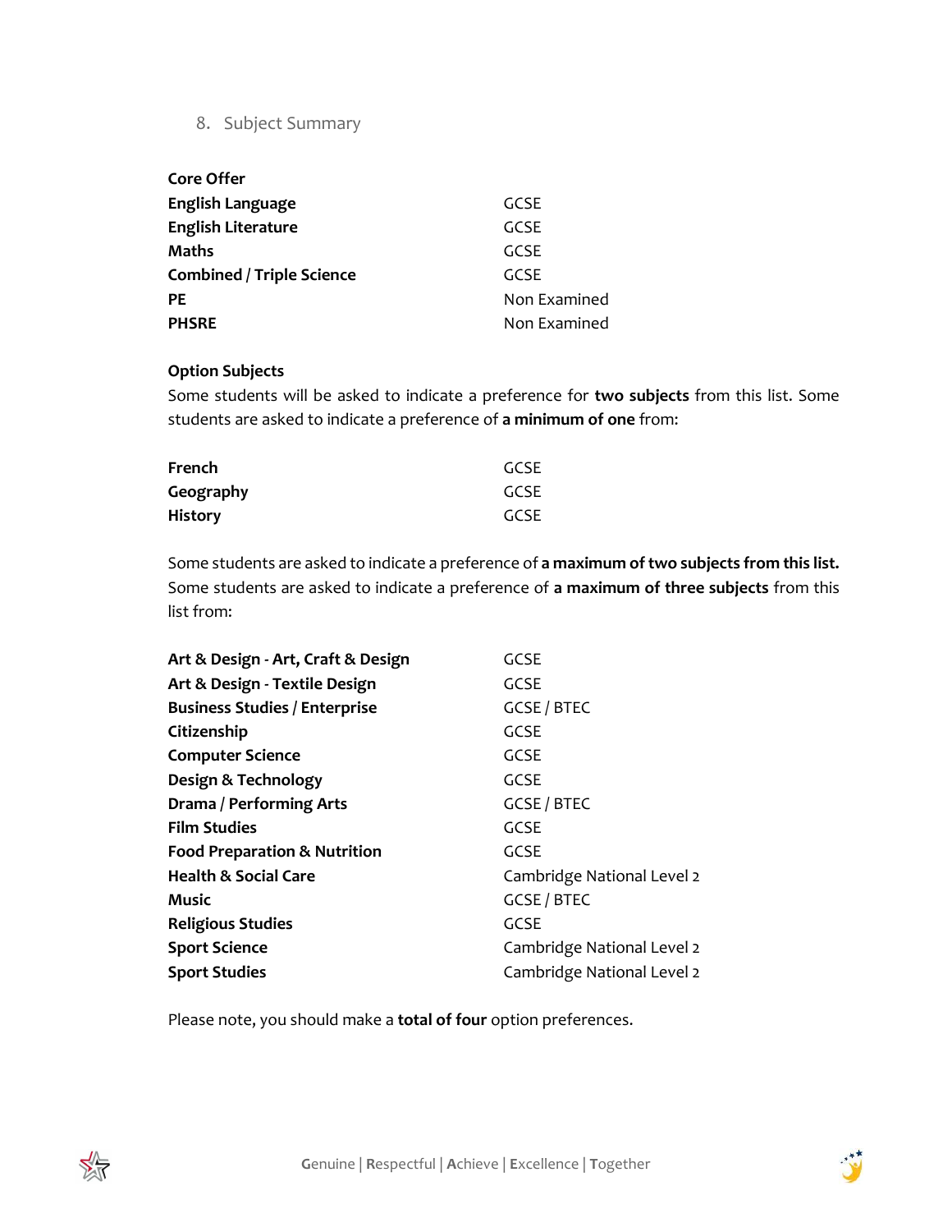## 8. Subject Summary

| Core Offer | |
|---|---|
| **English Language** | GCSE |
| **English Literature** | GCSE |
| **Maths** | GCSE |
| **Combined / Triple Science** | GCSE |
| **PE** | Non Examined |
| **PHSRE** | Non Examined |

**Option Subjects**

Some students will be asked to indicate a preference for **two subjects** from this list. Some students are asked to indicate a preference of **a minimum of one** from:

| | |
|---|---|
| **French** | GCSE |
| **Geography** | GCSE |
| **History** | GCSE |

Some students are asked to indicate a preference of **a maximum of two subjects from this list.** Some students are asked to indicate a preference of **a maximum of three subjects** from this list from:

| | |
|---|---|
| **Art & Design - Art, Craft & Design** | GCSE |
| **Art & Design - Textile Design** | GCSE |
| **Business Studies / Enterprise** | GCSE / BTEC |
| **Citizenship** | GCSE |
| **Computer Science** | GCSE |
| **Design & Technology** | GCSE |
| **Drama / Performing Arts** | GCSE / BTEC |
| **Film Studies** | GCSE |
| **Food Preparation & Nutrition** | GCSE |
| **Health & Social Care** | Cambridge National Level 2 |
| **Music** | GCSE / BTEC |
| **Religious Studies** | GCSE |
| **Sport Science** | Cambridge National Level 2 |
| **Sport Studies** | Cambridge National Level 2 |

Please note, you should make a **total of four** option preferences.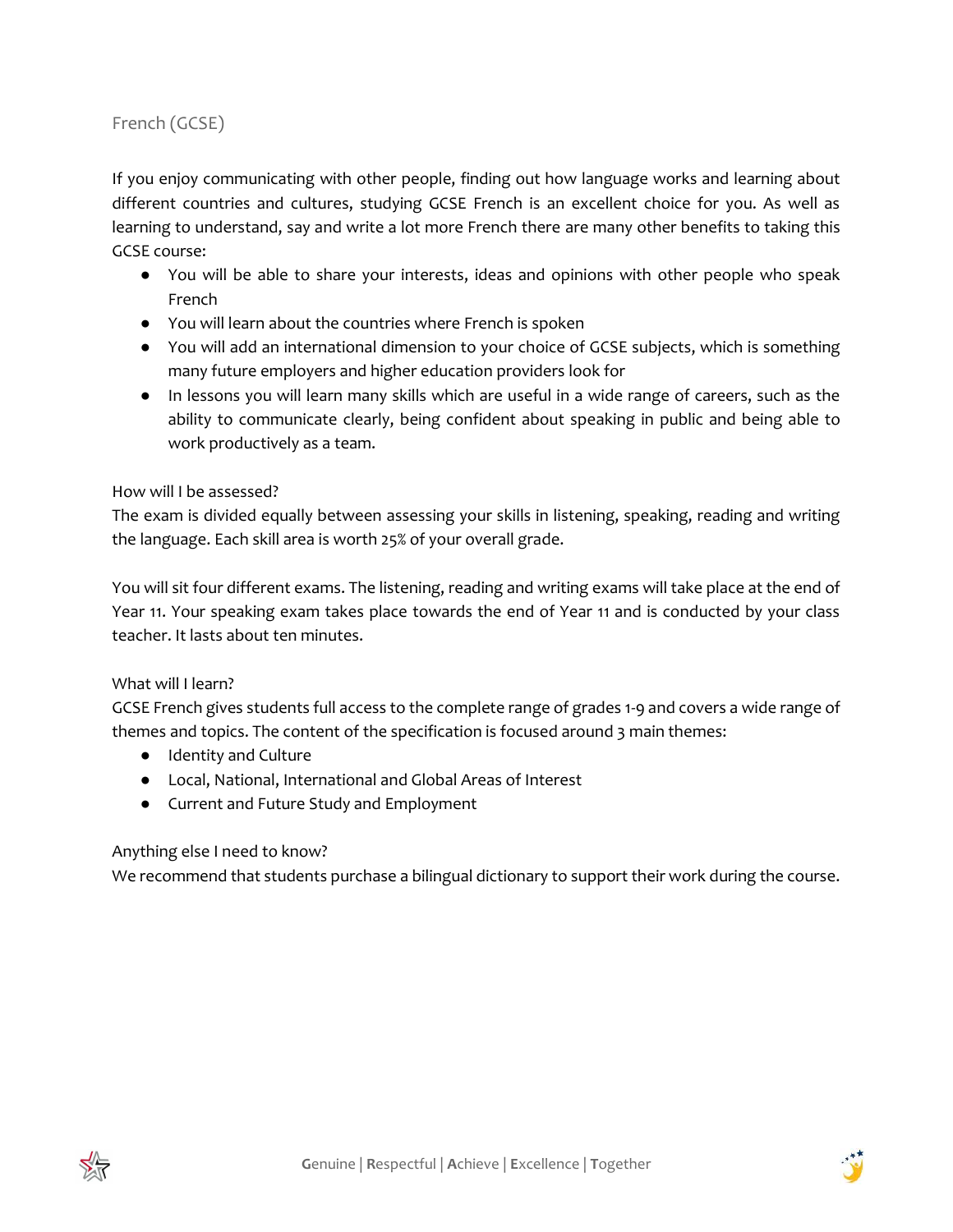## French (GCSE)

If you enjoy communicating with other people, finding out how language works and learning about different countries and cultures, studying GCSE French is an excellent choice for you. As well as learning to understand, say and write a lot more French there are many other benefits to taking this GCSE course:

- You will be able to share your interests, ideas and opinions with other people who speak French
- You will learn about the countries where French is spoken
- You will add an international dimension to your choice of GCSE subjects, which is something many future employers and higher education providers look for
- In lessons you will learn many skills which are useful in a wide range of careers, such as the ability to communicate clearly, being confident about speaking in public and being able to work productively as a team.

### How will I be assessed?

The exam is divided equally between assessing your skills in listening, speaking, reading and writing the language. Each skill area is worth 25% of your overall grade.

You will sit four different exams. The listening, reading and writing exams will take place at the end of Year 11. Your speaking exam takes place towards the end of Year 11 and is conducted by your class teacher. It lasts about ten minutes.

### What will I learn?

GCSE French gives students full access to the complete range of grades 1-9 and covers a wide range of themes and topics. The content of the specification is focused around 3 main themes:

- Identity and Culture
- Local, National, International and Global Areas of Interest
- Current and Future Study and Employment

### Anything else I need to know?

We recommend that students purchase a bilingual dictionary to support their work during the course.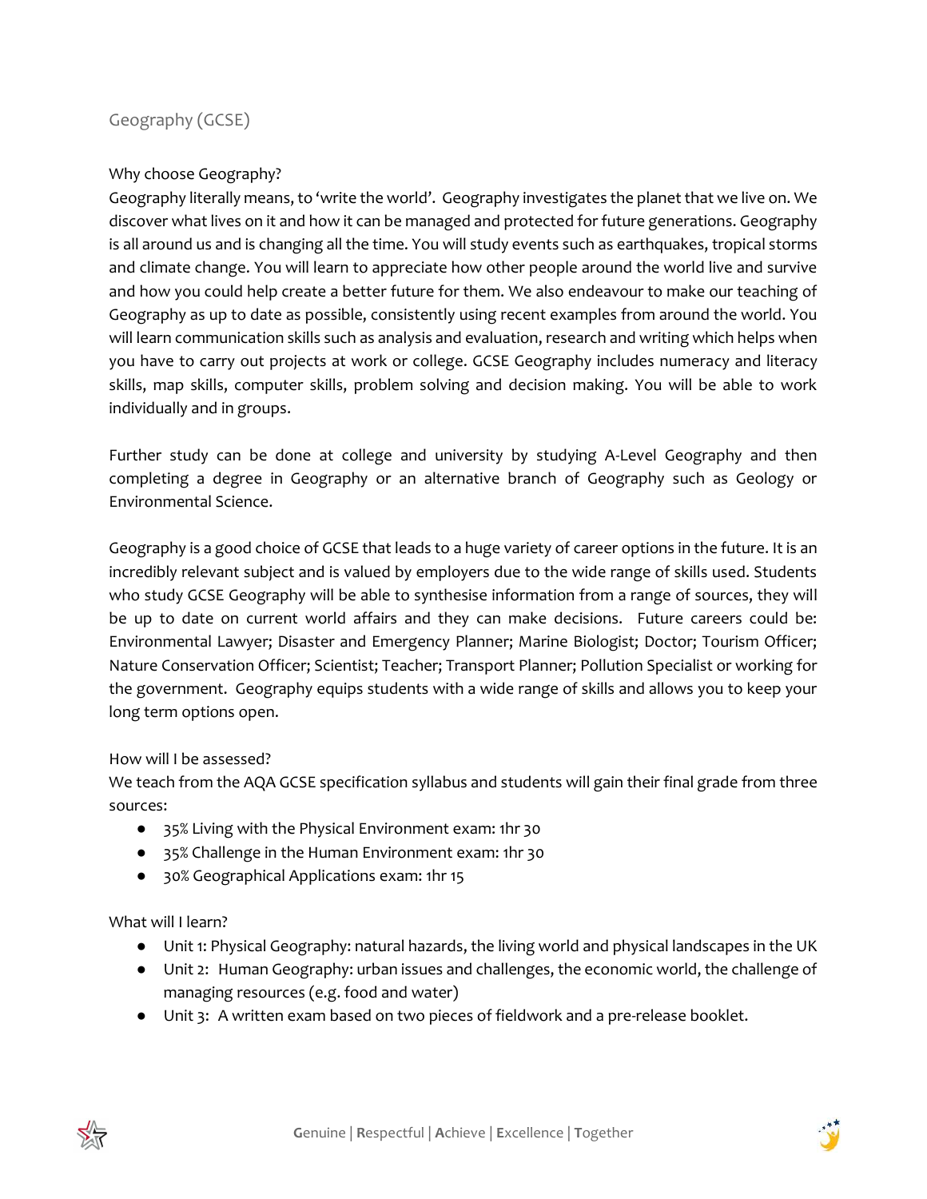## Geography (GCSE)

### Why choose Geography?

Geography literally means, to 'write the world'. Geography investigates the planet that we live on. We discover what lives on it and how it can be managed and protected for future generations. Geography is all around us and is changing all the time. You will study events such as earthquakes, tropical storms and climate change. You will learn to appreciate how other people around the world live and survive and how you could help create a better future for them. We also endeavour to make our teaching of Geography as up to date as possible, consistently using recent examples from around the world. You will learn communication skills such as analysis and evaluation, research and writing which helps when you have to carry out projects at work or college. GCSE Geography includes numeracy and literacy skills, map skills, computer skills, problem solving and decision making. You will be able to work individually and in groups.

Further study can be done at college and university by studying A-Level Geography and then completing a degree in Geography or an alternative branch of Geography such as Geology or Environmental Science.

Geography is a good choice of GCSE that leads to a huge variety of career options in the future. It is an incredibly relevant subject and is valued by employers due to the wide range of skills used. Students who study GCSE Geography will be able to synthesise information from a range of sources, they will be up to date on current world affairs and they can make decisions. Future careers could be: Environmental Lawyer; Disaster and Emergency Planner; Marine Biologist; Doctor; Tourism Officer; Nature Conservation Officer; Scientist; Teacher; Transport Planner; Pollution Specialist or working for the government. Geography equips students with a wide range of skills and allows you to keep your long term options open.

### How will I be assessed?

We teach from the AQA GCSE specification syllabus and students will gain their final grade from three sources:

- 35% Living with the Physical Environment exam: 1hr 30
- 35% Challenge in the Human Environment exam: 1hr 30
- 30% Geographical Applications exam: 1hr 15

### What will I learn?

- Unit 1: Physical Geography: natural hazards, the living world and physical landscapes in the UK
- Unit 2: Human Geography: urban issues and challenges, the economic world, the challenge of managing resources (e.g. food and water)
- Unit 3: A written exam based on two pieces of fieldwork and a pre-release booklet.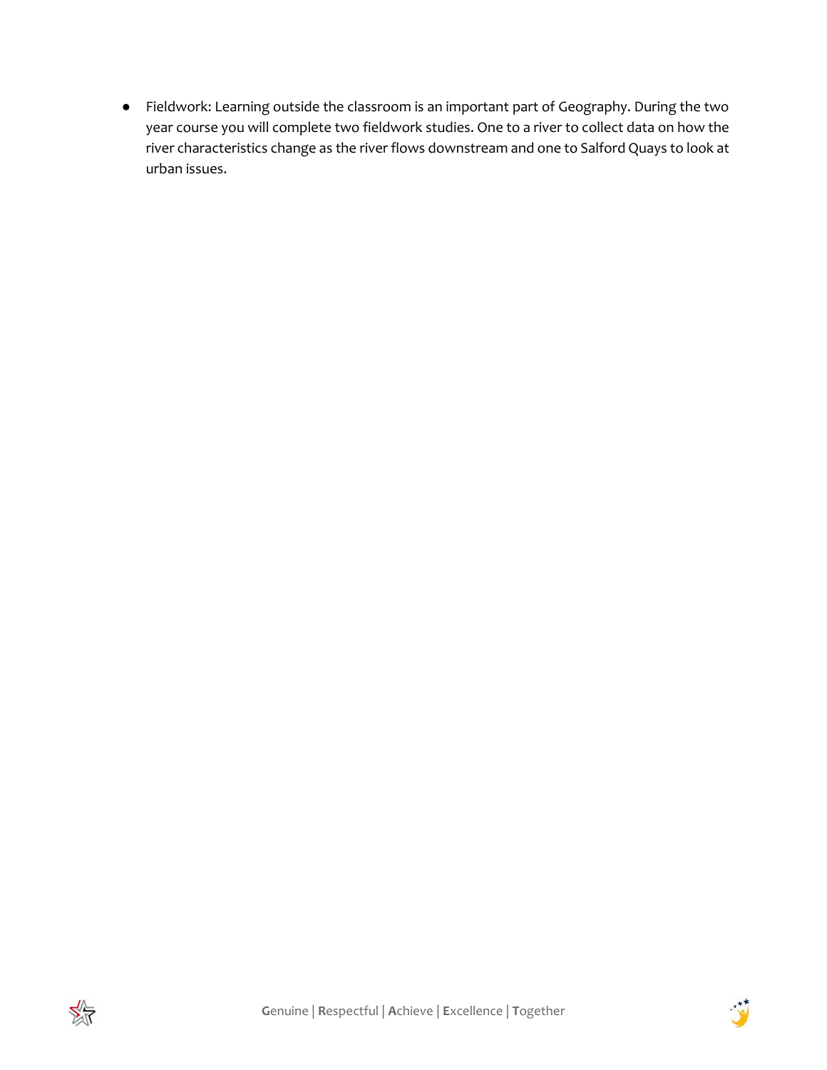- Fieldwork: Learning outside the classroom is an important part of Geography. During the two year course you will complete two fieldwork studies. One to a river to collect data on how the river characteristics change as the river flows downstream and one to Salford Quays to look at urban issues.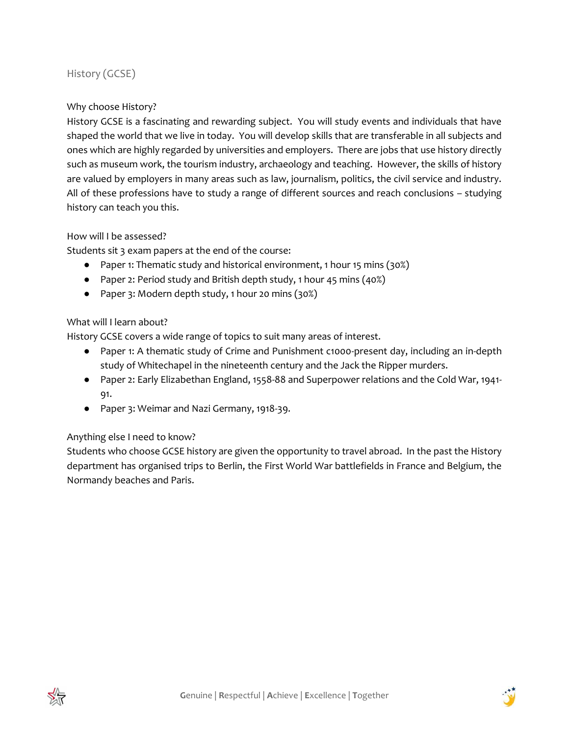## History (GCSE)

### Why choose History?

History GCSE is a fascinating and rewarding subject. You will study events and individuals that have shaped the world that we live in today. You will develop skills that are transferable in all subjects and ones which are highly regarded by universities and employers. There are jobs that use history directly such as museum work, the tourism industry, archaeology and teaching. However, the skills of history are valued by employers in many areas such as law, journalism, politics, the civil service and industry. All of these professions have to study a range of different sources and reach conclusions – studying history can teach you this.

### How will I be assessed?

Students sit 3 exam papers at the end of the course:

- Paper 1: Thematic study and historical environment, 1 hour 15 mins (30%)
- Paper 2: Period study and British depth study, 1 hour 45 mins (40%)
- Paper 3: Modern depth study, 1 hour 20 mins (30%)

### What will I learn about?

History GCSE covers a wide range of topics to suit many areas of interest.

- Paper 1: A thematic study of Crime and Punishment c1000-present day, including an in-depth study of Whitechapel in the nineteenth century and the Jack the Ripper murders.
- Paper 2: Early Elizabethan England, 1558-88 and Superpower relations and the Cold War, 1941-91.
- Paper 3: Weimar and Nazi Germany, 1918-39.

### Anything else I need to know?

Students who choose GCSE history are given the opportunity to travel abroad. In the past the History department has organised trips to Berlin, the First World War battlefields in France and Belgium, the Normandy beaches and Paris.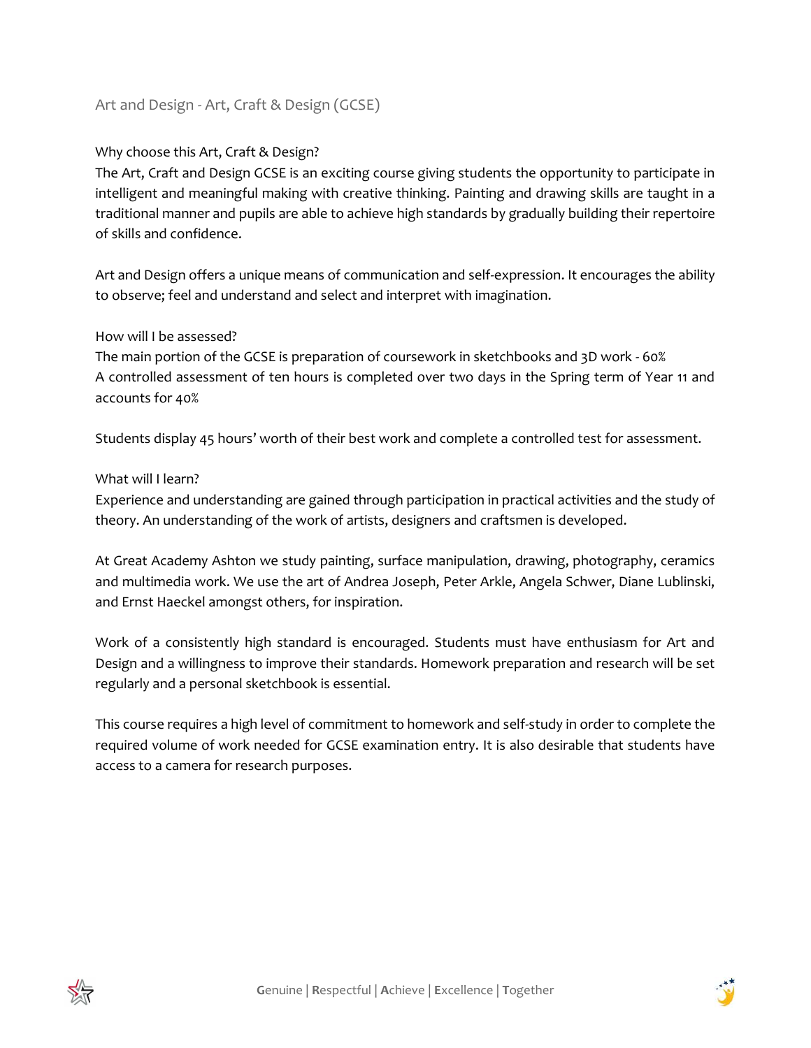## Art and Design - Art, Craft & Design (GCSE)

### Why choose this Art, Craft & Design?

The Art, Craft and Design GCSE is an exciting course giving students the opportunity to participate in intelligent and meaningful making with creative thinking. Painting and drawing skills are taught in a traditional manner and pupils are able to achieve high standards by gradually building their repertoire of skills and confidence.

Art and Design offers a unique means of communication and self-expression. It encourages the ability to observe; feel and understand and select and interpret with imagination.

### How will I be assessed?

The main portion of the GCSE is preparation of coursework in sketchbooks and 3D work - 60%
A controlled assessment of ten hours is completed over two days in the Spring term of Year 11 and accounts for 40%

Students display 45 hours' worth of their best work and complete a controlled test for assessment.

### What will I learn?

Experience and understanding are gained through participation in practical activities and the study of theory. An understanding of the work of artists, designers and craftsmen is developed.

At Great Academy Ashton we study painting, surface manipulation, drawing, photography, ceramics and multimedia work. We use the art of Andrea Joseph, Peter Arkle, Angela Schwer, Diane Lublinski, and Ernst Haeckel amongst others, for inspiration.

Work of a consistently high standard is encouraged. Students must have enthusiasm for Art and Design and a willingness to improve their standards. Homework preparation and research will be set regularly and a personal sketchbook is essential.

This course requires a high level of commitment to homework and self-study in order to complete the required volume of work needed for GCSE examination entry. It is also desirable that students have access to a camera for research purposes.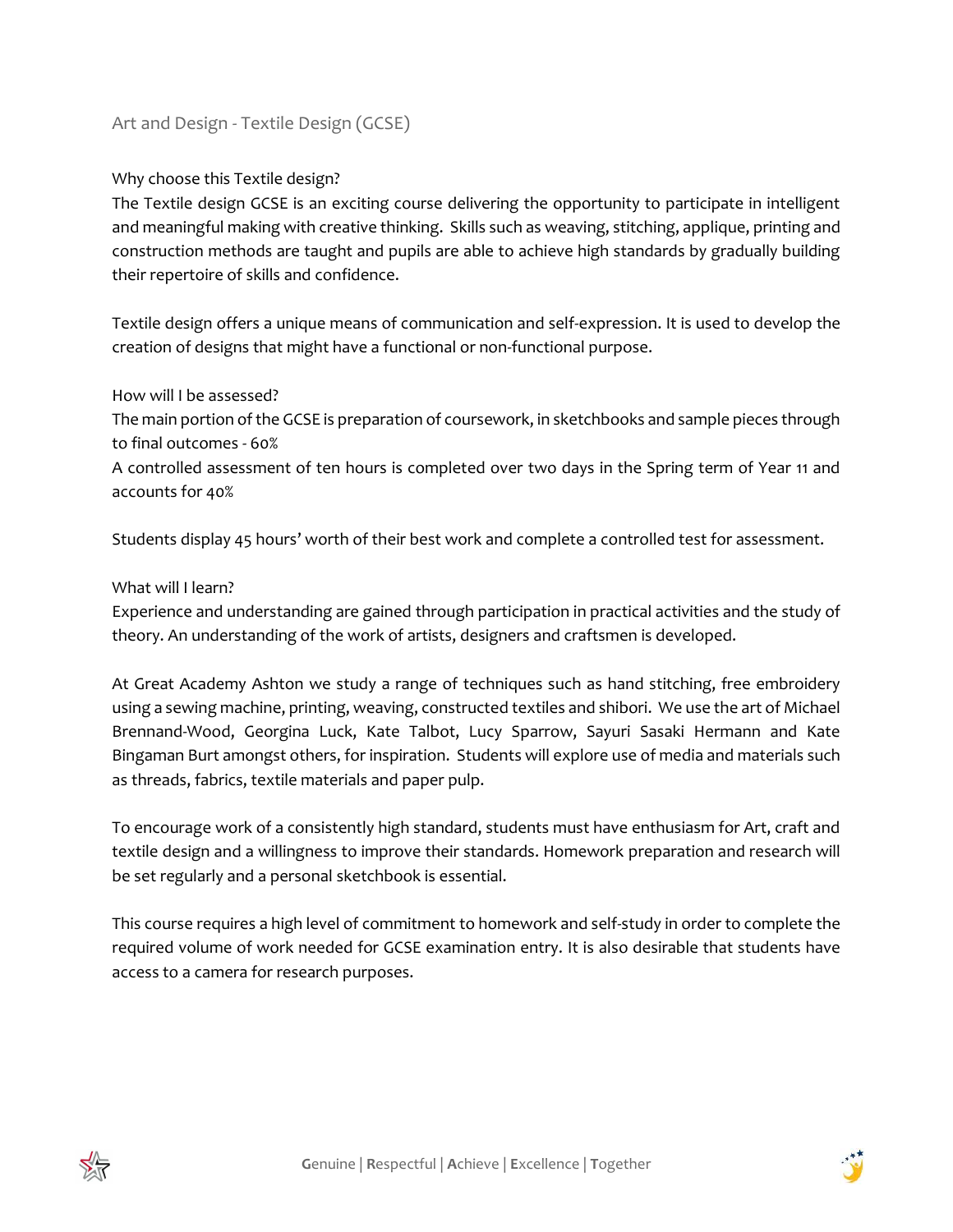## Art and Design - Textile Design (GCSE)

### Why choose this Textile design?

The Textile design GCSE is an exciting course delivering the opportunity to participate in intelligent and meaningful making with creative thinking. Skills such as weaving, stitching, applique, printing and construction methods are taught and pupils are able to achieve high standards by gradually building their repertoire of skills and confidence.

Textile design offers a unique means of communication and self-expression. It is used to develop the creation of designs that might have a functional or non-functional purpose.

### How will I be assessed?

The main portion of the GCSE is preparation of coursework, in sketchbooks and sample pieces through to final outcomes - 60%

A controlled assessment of ten hours is completed over two days in the Spring term of Year 11 and accounts for 40%

Students display 45 hours' worth of their best work and complete a controlled test for assessment.

### What will I learn?

Experience and understanding are gained through participation in practical activities and the study of theory. An understanding of the work of artists, designers and craftsmen is developed.

At Great Academy Ashton we study a range of techniques such as hand stitching, free embroidery using a sewing machine, printing, weaving, constructed textiles and shibori. We use the art of Michael Brennand-Wood, Georgina Luck, Kate Talbot, Lucy Sparrow, Sayuri Sasaki Hermann and Kate Bingaman Burt amongst others, for inspiration. Students will explore use of media and materials such as threads, fabrics, textile materials and paper pulp.

To encourage work of a consistently high standard, students must have enthusiasm for Art, craft and textile design and a willingness to improve their standards. Homework preparation and research will be set regularly and a personal sketchbook is essential.

This course requires a high level of commitment to homework and self-study in order to complete the required volume of work needed for GCSE examination entry. It is also desirable that students have access to a camera for research purposes.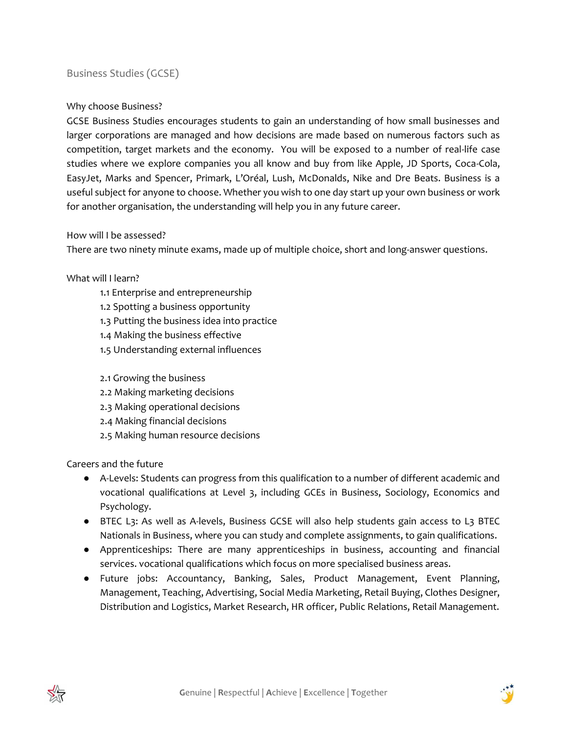## Business Studies (GCSE)

### Why choose Business?

GCSE Business Studies encourages students to gain an understanding of how small businesses and larger corporations are managed and how decisions are made based on numerous factors such as competition, target markets and the economy.  You will be exposed to a number of real-life case studies where we explore companies you all know and buy from like Apple, JD Sports, Coca-Cola, EasyJet, Marks and Spencer, Primark, L'Oréal, Lush, McDonalds, Nike and Dre Beats. Business is a useful subject for anyone to choose. Whether you wish to one day start up your own business or work for another organisation, the understanding will help you in any future career.

### How will I be assessed?

There are two ninety minute exams, made up of multiple choice, short and long-answer questions.

### What will I learn?

1.1 Enterprise and entrepreneurship
1.2 Spotting a business opportunity
1.3 Putting the business idea into practice
1.4 Making the business effective
1.5 Understanding external influences

2.1 Growing the business
2.2 Making marketing decisions
2.3 Making operational decisions
2.4 Making financial decisions
2.5 Making human resource decisions

### Careers and the future

- A-Levels: Students can progress from this qualification to a number of different academic and vocational qualifications at Level 3, including GCEs in Business, Sociology, Economics and Psychology.
- BTEC L3: As well as A-levels, Business GCSE will also help students gain access to L3 BTEC Nationals in Business, where you can study and complete assignments, to gain qualifications.
- Apprenticeships: There are many apprenticeships in business, accounting and financial services. vocational qualifications which focus on more specialised business areas.
- Future jobs: Accountancy, Banking, Sales, Product Management, Event Planning, Management, Teaching, Advertising, Social Media Marketing, Retail Buying, Clothes Designer, Distribution and Logistics, Market Research, HR officer, Public Relations, Retail Management.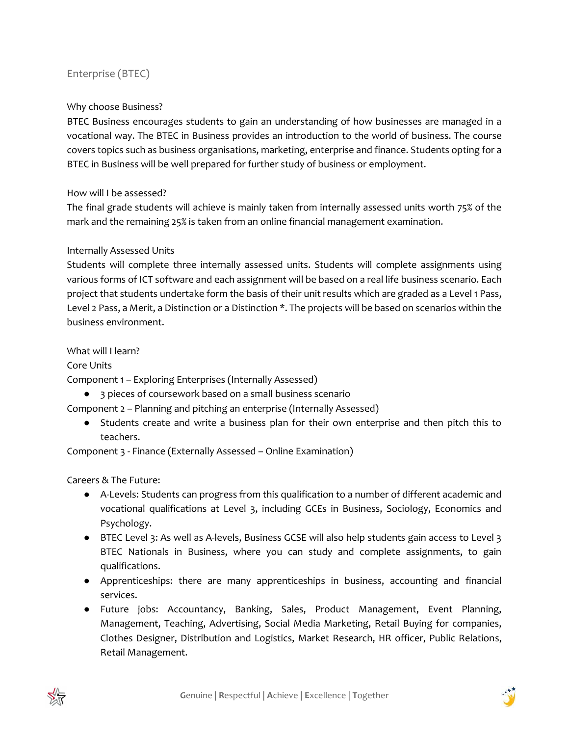## Enterprise (BTEC)

### Why choose Business?

BTEC Business encourages students to gain an understanding of how businesses are managed in a vocational way. The BTEC in Business provides an introduction to the world of business. The course covers topics such as business organisations, marketing, enterprise and finance. Students opting for a BTEC in Business will be well prepared for further study of business or employment.

### How will I be assessed?

The final grade students will achieve is mainly taken from internally assessed units worth 75% of the mark and the remaining 25% is taken from an online financial management examination.

### Internally Assessed Units

Students will complete three internally assessed units. Students will complete assignments using various forms of ICT software and each assignment will be based on a real life business scenario. Each project that students undertake form the basis of their unit results which are graded as a Level 1 Pass, Level 2 Pass, a Merit, a Distinction or a Distinction *. The projects will be based on scenarios within the business environment.

### What will I learn?

Core Units

Component 1 – Exploring Enterprises (Internally Assessed)

- 3 pieces of coursework based on a small business scenario

Component 2 – Planning and pitching an enterprise (Internally Assessed)

- Students create and write a business plan for their own enterprise and then pitch this to teachers.

Component 3 - Finance (Externally Assessed – Online Examination)

### Careers & The Future:

- A-Levels: Students can progress from this qualification to a number of different academic and vocational qualifications at Level 3, including GCEs in Business, Sociology, Economics and Psychology.
- BTEC Level 3: As well as A-levels, Business GCSE will also help students gain access to Level 3 BTEC Nationals in Business, where you can study and complete assignments, to gain qualifications.
- Apprenticeships: there are many apprenticeships in business, accounting and financial services.
- Future jobs: Accountancy, Banking, Sales, Product Management, Event Planning, Management, Teaching, Advertising, Social Media Marketing, Retail Buying for companies, Clothes Designer, Distribution and Logistics, Market Research, HR officer, Public Relations, Retail Management.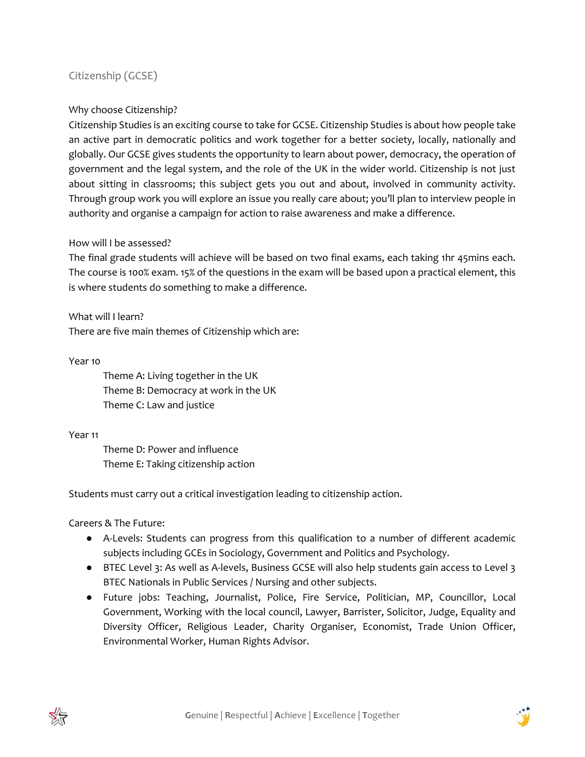# Citizenship (GCSE)

## Why choose Citizenship?

Citizenship Studies is an exciting course to take for GCSE. Citizenship Studies is about how people take an active part in democratic politics and work together for a better society, locally, nationally and globally. Our GCSE gives students the opportunity to learn about power, democracy, the operation of government and the legal system, and the role of the UK in the wider world. Citizenship is not just about sitting in classrooms; this subject gets you out and about, involved in community activity. Through group work you will explore an issue you really care about; you'll plan to interview people in authority and organise a campaign for action to raise awareness and make a difference.

## How will I be assessed?

The final grade students will achieve will be based on two final exams, each taking 1hr 45mins each. The course is 100% exam. 15% of the questions in the exam will be based upon a practical element, this is where students do something to make a difference.

## What will I learn?

There are five main themes of Citizenship which are:

Year 10

- Theme A: Living together in the UK
- Theme B: Democracy at work in the UK
- Theme C: Law and justice

Year 11

- Theme D: Power and influence
- Theme E: Taking citizenship action

Students must carry out a critical investigation leading to citizenship action.

## Careers & The Future:

- A-Levels: Students can progress from this qualification to a number of different academic subjects including GCEs in Sociology, Government and Politics and Psychology.
- BTEC Level 3: As well as A-levels, Business GCSE will also help students gain access to Level 3 BTEC Nationals in Public Services / Nursing and other subjects.
- Future jobs: Teaching, Journalist, Police, Fire Service, Politician, MP, Councillor, Local Government, Working with the local council, Lawyer, Barrister, Solicitor, Judge, Equality and Diversity Officer, Religious Leader, Charity Organiser, Economist, Trade Union Officer, Environmental Worker, Human Rights Advisor.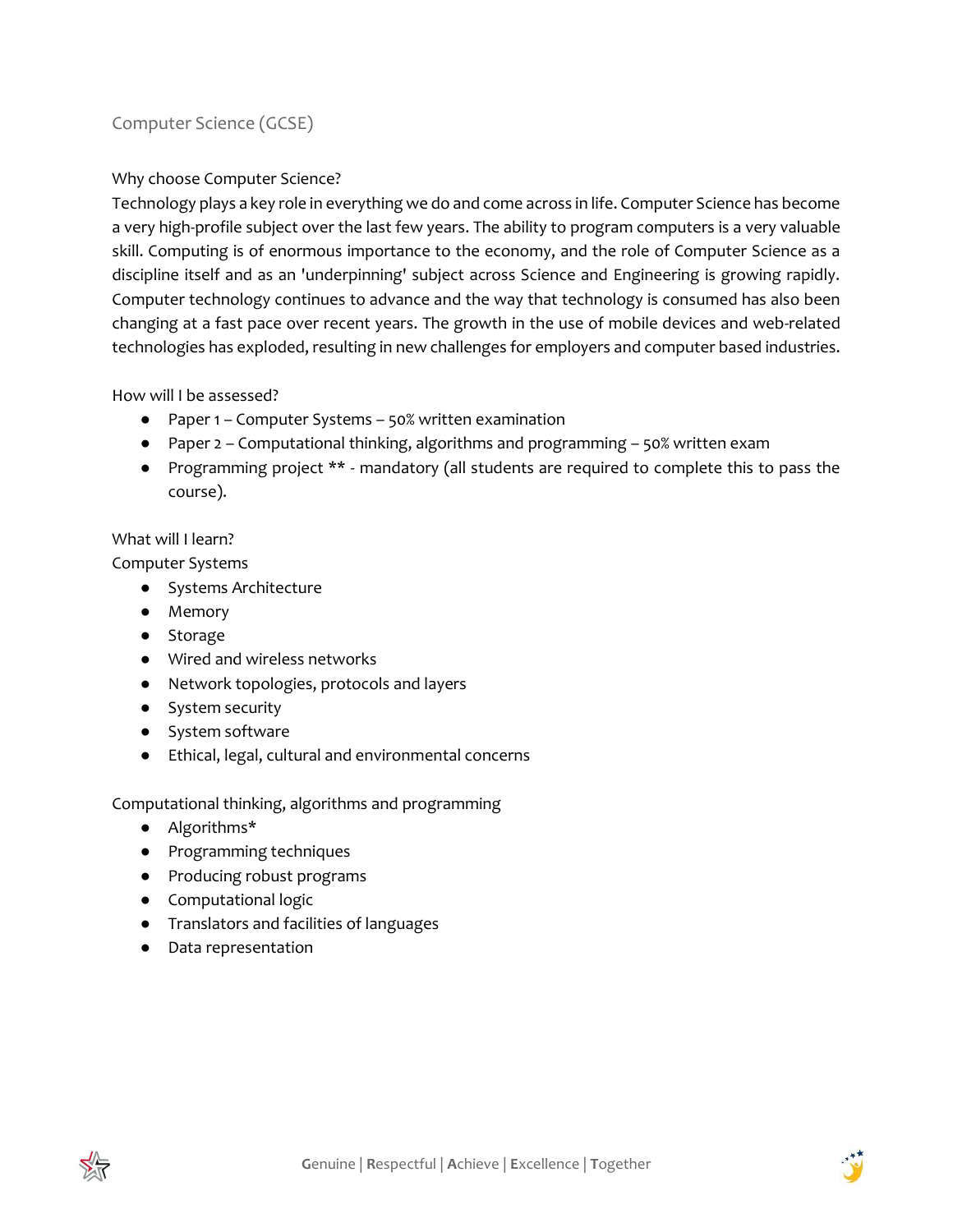# Computer Science (GCSE)

## Why choose Computer Science?

Technology plays a key role in everything we do and come across in life. Computer Science has become a very high-profile subject over the last few years. The ability to program computers is a very valuable skill. Computing is of enormous importance to the economy, and the role of Computer Science as a discipline itself and as an 'underpinning' subject across Science and Engineering is growing rapidly. Computer technology continues to advance and the way that technology is consumed has also been changing at a fast pace over recent years. The growth in the use of mobile devices and web-related technologies has exploded, resulting in new challenges for employers and computer based industries.

## How will I be assessed?

- Paper 1 – Computer Systems – 50% written examination
- Paper 2 – Computational thinking, algorithms and programming – 50% written exam
- Programming project ** - mandatory (all students are required to complete this to pass the course).

## What will I learn?

### Computer Systems

- Systems Architecture
- Memory
- Storage
- Wired and wireless networks
- Network topologies, protocols and layers
- System security
- System software
- Ethical, legal, cultural and environmental concerns

### Computational thinking, algorithms and programming

- Algorithms*
- Programming techniques
- Producing robust programs
- Computational logic
- Translators and facilities of languages
- Data representation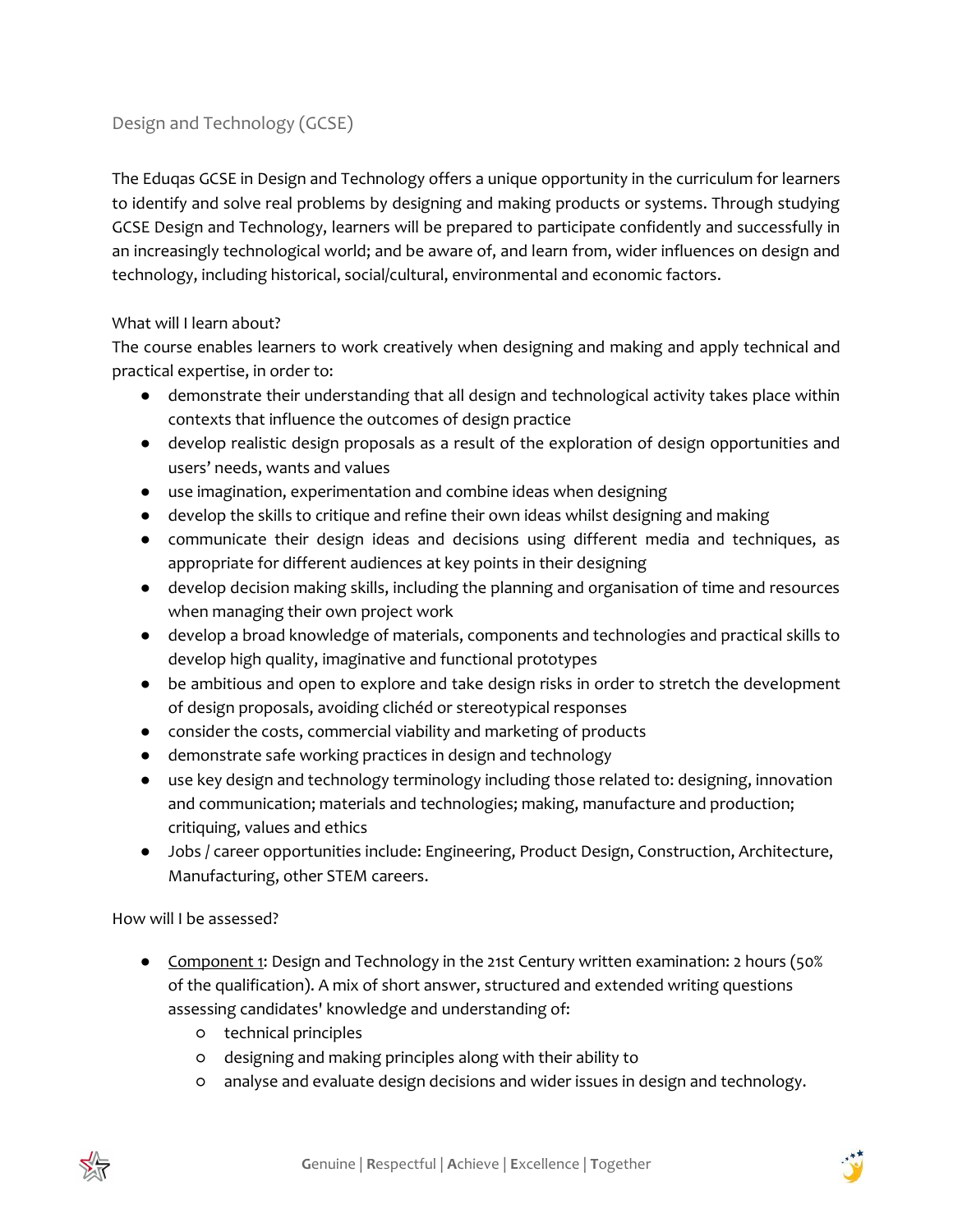## Design and Technology (GCSE)

The Eduqas GCSE in Design and Technology offers a unique opportunity in the curriculum for learners to identify and solve real problems by designing and making products or systems. Through studying GCSE Design and Technology, learners will be prepared to participate confidently and successfully in an increasingly technological world; and be aware of, and learn from, wider influences on design and technology, including historical, social/cultural, environmental and economic factors.

### What will I learn about?

The course enables learners to work creatively when designing and making and apply technical and practical expertise, in order to:

- demonstrate their understanding that all design and technological activity takes place within contexts that influence the outcomes of design practice
- develop realistic design proposals as a result of the exploration of design opportunities and users' needs, wants and values
- use imagination, experimentation and combine ideas when designing
- develop the skills to critique and refine their own ideas whilst designing and making
- communicate their design ideas and decisions using different media and techniques, as appropriate for different audiences at key points in their designing
- develop decision making skills, including the planning and organisation of time and resources when managing their own project work
- develop a broad knowledge of materials, components and technologies and practical skills to develop high quality, imaginative and functional prototypes
- be ambitious and open to explore and take design risks in order to stretch the development of design proposals, avoiding clichéd or stereotypical responses
- consider the costs, commercial viability and marketing of products
- demonstrate safe working practices in design and technology
- use key design and technology terminology including those related to: designing, innovation and communication; materials and technologies; making, manufacture and production; critiquing, values and ethics
- Jobs / career opportunities include: Engineering, Product Design, Construction, Architecture, Manufacturing, other STEM careers.

### How will I be assessed?

- Component 1: Design and Technology in the 21st Century written examination: 2 hours (50% of the qualification). A mix of short answer, structured and extended writing questions assessing candidates' knowledge and understanding of:
    - technical principles
    - designing and making principles along with their ability to
    - analyse and evaluate design decisions and wider issues in design and technology.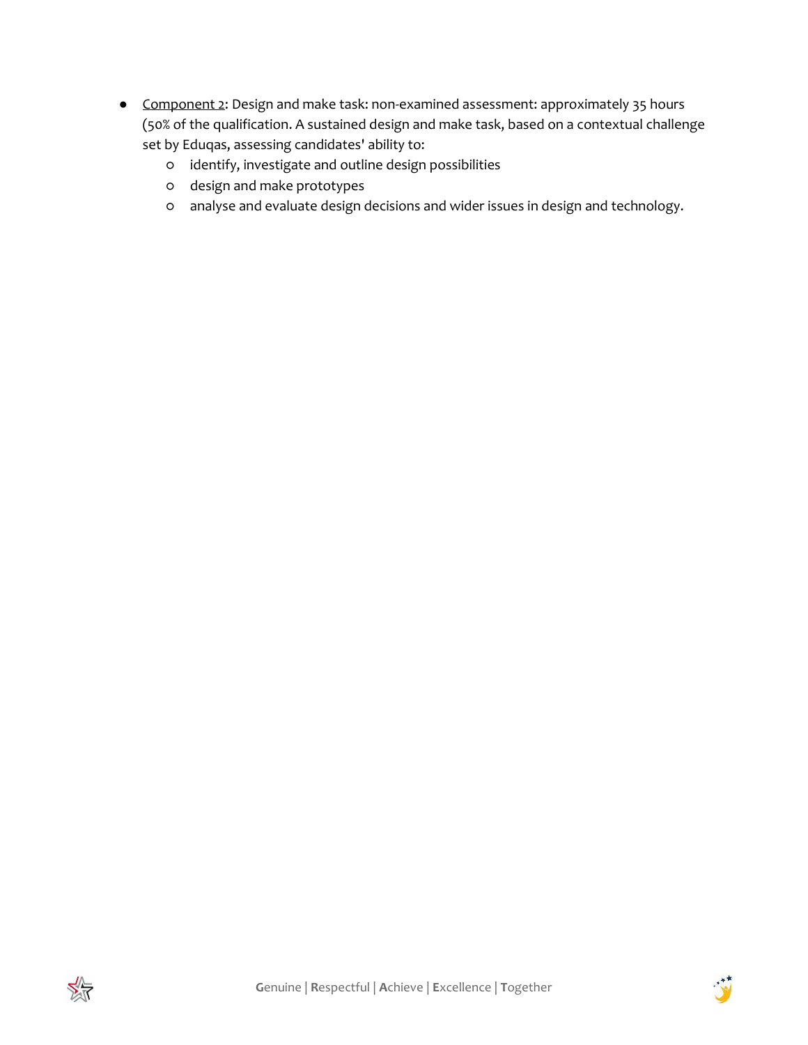- Component 2: Design and make task: non-examined assessment: approximately 35 hours (50% of the qualification. A sustained design and make task, based on a contextual challenge set by Eduqas, assessing candidates' ability to:
  - identify, investigate and outline design possibilities
  - design and make prototypes
  - analyse and evaluate design decisions and wider issues in design and technology.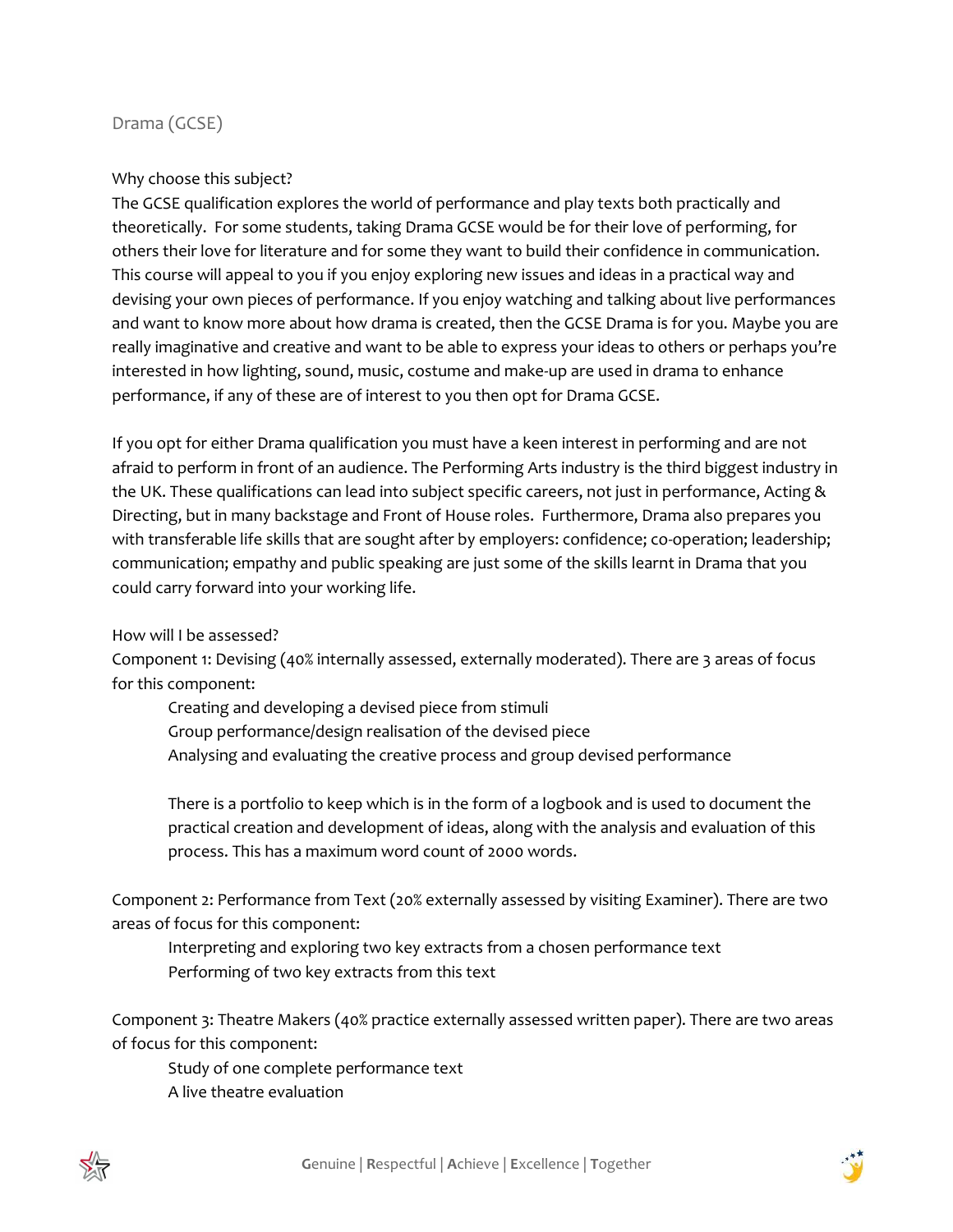## Drama (GCSE)

### Why choose this subject?

The GCSE qualification explores the world of performance and play texts both practically and theoretically. For some students, taking Drama GCSE would be for their love of performing, for others their love for literature and for some they want to build their confidence in communication. This course will appeal to you if you enjoy exploring new issues and ideas in a practical way and devising your own pieces of performance. If you enjoy watching and talking about live performances and want to know more about how drama is created, then the GCSE Drama is for you. Maybe you are really imaginative and creative and want to be able to express your ideas to others or perhaps you're interested in how lighting, sound, music, costume and make-up are used in drama to enhance performance, if any of these are of interest to you then opt for Drama GCSE.

If you opt for either Drama qualification you must have a keen interest in performing and are not afraid to perform in front of an audience. The Performing Arts industry is the third biggest industry in the UK. These qualifications can lead into subject specific careers, not just in performance, Acting & Directing, but in many backstage and Front of House roles. Furthermore, Drama also prepares you with transferable life skills that are sought after by employers: confidence; co-operation; leadership; communication; empathy and public speaking are just some of the skills learnt in Drama that you could carry forward into your working life.

### How will I be assessed?

Component 1: Devising (40% internally assessed, externally moderated). There are 3 areas of focus for this component:

- Creating and developing a devised piece from stimuli
- Group performance/design realisation of the devised piece
- Analysing and evaluating the creative process and group devised performance

There is a portfolio to keep which is in the form of a logbook and is used to document the practical creation and development of ideas, along with the analysis and evaluation of this process. This has a maximum word count of 2000 words.

Component 2: Performance from Text (20% externally assessed by visiting Examiner). There are two areas of focus for this component:

- Interpreting and exploring two key extracts from a chosen performance text
- Performing of two key extracts from this text

Component 3: Theatre Makers (40% practice externally assessed written paper). There are two areas of focus for this component:

- Study of one complete performance text
- A live theatre evaluation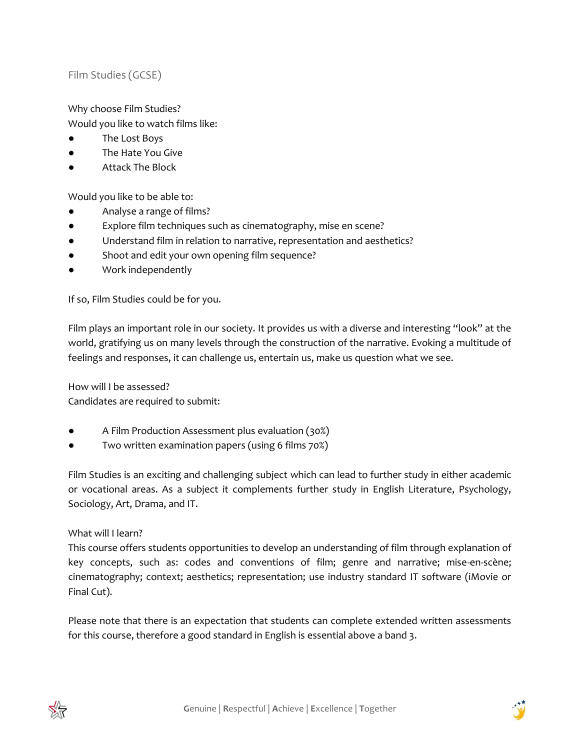## Film Studies (GCSE)

Why choose Film Studies?

Would you like to watch films like:

- The Lost Boys
- The Hate You Give
- Attack The Block

Would you like to be able to:

- Analyse a range of films?
- Explore film techniques such as cinematography, mise en scene?
- Understand film in relation to narrative, representation and aesthetics?
- Shoot and edit your own opening film sequence?
- Work independently

If so, Film Studies could be for you.

Film plays an important role in our society. It provides us with a diverse and interesting "look" at the world, gratifying us on many levels through the construction of the narrative. Evoking a multitude of feelings and responses, it can challenge us, entertain us, make us question what we see.

How will I be assessed?

Candidates are required to submit:

- A Film Production Assessment plus evaluation (30%)
- Two written examination papers (using 6 films 70%)

Film Studies is an exciting and challenging subject which can lead to further study in either academic or vocational areas. As a subject it complements further study in English Literature, Psychology, Sociology, Art, Drama, and IT.

What will I learn?

This course offers students opportunities to develop an understanding of film through explanation of key concepts, such as: codes and conventions of film; genre and narrative; mise-en-scène; cinematography; context; aesthetics; representation; use industry standard IT software (iMovie or Final Cut).

Please note that there is an expectation that students can complete extended written assessments for this course, therefore a good standard in English is essential above a band 3.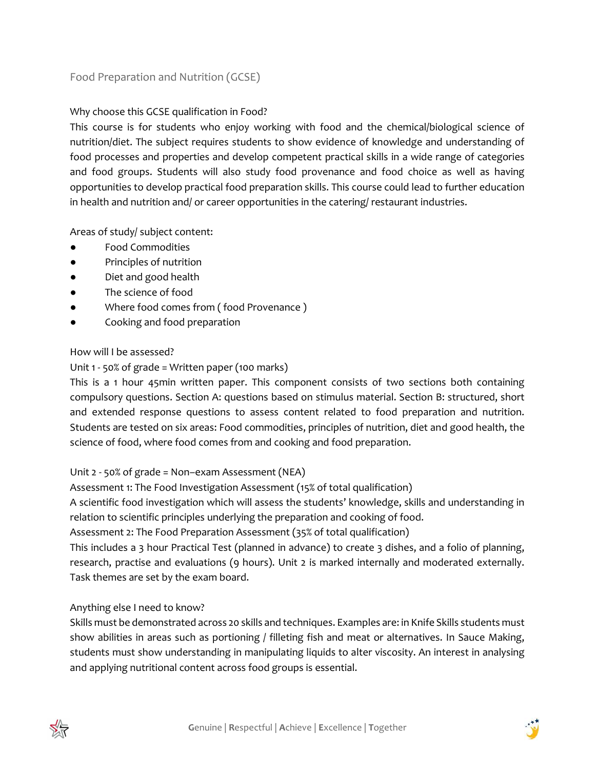## Food Preparation and Nutrition (GCSE)

Why choose this GCSE qualification in Food?

This course is for students who enjoy working with food and the chemical/biological science of nutrition/diet. The subject requires students to show evidence of knowledge and understanding of food processes and properties and develop competent practical skills in a wide range of categories and food groups. Students will also study food provenance and food choice as well as having opportunities to develop practical food preparation skills. This course could lead to further education in health and nutrition and/ or career opportunities in the catering/ restaurant industries.

Areas of study/ subject content:

- Food Commodities
- Principles of nutrition
- Diet and good health
- The science of food
- Where food comes from ( food Provenance )
- Cooking and food preparation

How will I be assessed?

Unit 1 - 50% of grade = Written paper (100 marks)

This is a 1 hour 45min written paper. This component consists of two sections both containing compulsory questions. Section A: questions based on stimulus material. Section B: structured, short and extended response questions to assess content related to food preparation and nutrition. Students are tested on six areas: Food commodities, principles of nutrition, diet and good health, the science of food, where food comes from and cooking and food preparation.

Unit 2 - 50% of grade = Non–exam Assessment (NEA)

Assessment 1: The Food Investigation Assessment (15% of total qualification)

A scientific food investigation which will assess the students' knowledge, skills and understanding in relation to scientific principles underlying the preparation and cooking of food.

Assessment 2: The Food Preparation Assessment (35% of total qualification)

This includes a 3 hour Practical Test (planned in advance) to create 3 dishes, and a folio of planning, research, practise and evaluations (9 hours). Unit 2 is marked internally and moderated externally. Task themes are set by the exam board.

Anything else I need to know?

Skills must be demonstrated across 20 skills and techniques. Examples are: in Knife Skills students must show abilities in areas such as portioning / filleting fish and meat or alternatives. In Sauce Making, students must show understanding in manipulating liquids to alter viscosity. An interest in analysing and applying nutritional content across food groups is essential.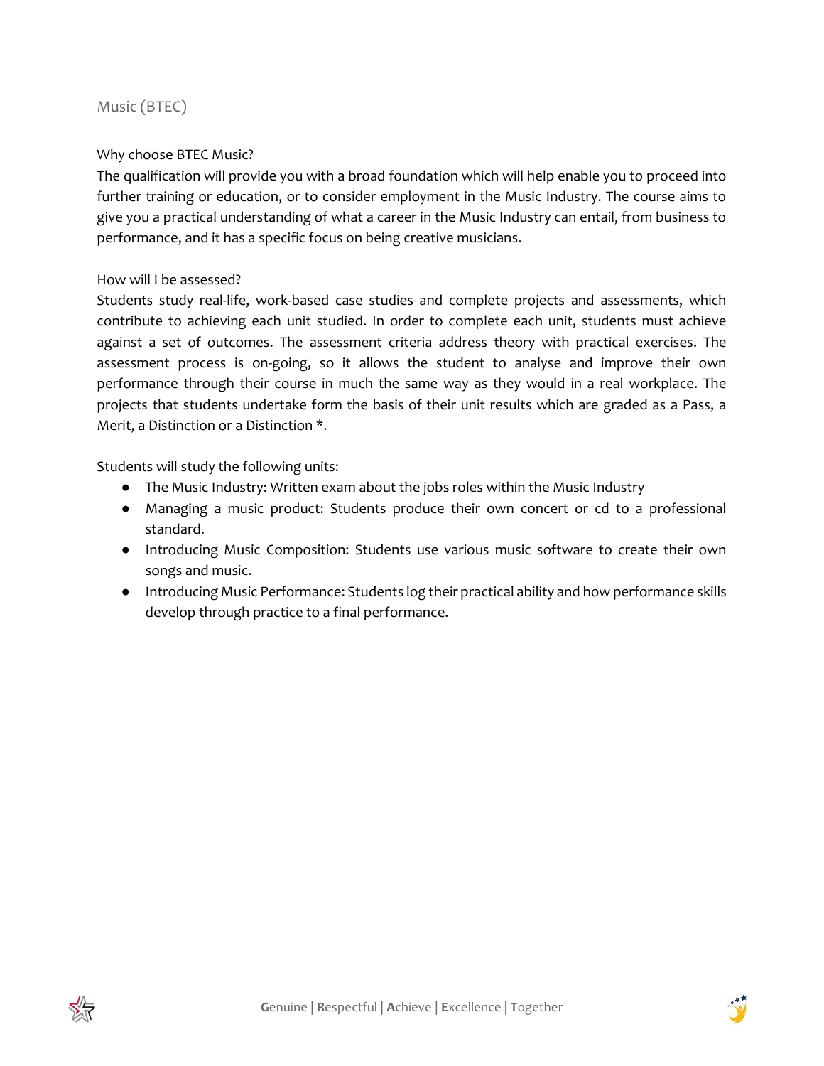## Music (BTEC)

Why choose BTEC Music?

The qualification will provide you with a broad foundation which will help enable you to proceed into further training or education, or to consider employment in the Music Industry. The course aims to give you a practical understanding of what a career in the Music Industry can entail, from business to performance, and it has a specific focus on being creative musicians.

How will I be assessed?

Students study real-life, work-based case studies and complete projects and assessments, which contribute to achieving each unit studied. In order to complete each unit, students must achieve against a set of outcomes. The assessment criteria address theory with practical exercises. The assessment process is on-going, so it allows the student to analyse and improve their own performance through their course in much the same way as they would in a real workplace. The projects that students undertake form the basis of their unit results which are graded as a Pass, a Merit, a Distinction or a Distinction *.

Students will study the following units:

- The Music Industry: Written exam about the jobs roles within the Music Industry
- Managing a music product: Students produce their own concert or cd to a professional standard.
- Introducing Music Composition: Students use various music software to create their own songs and music.
- Introducing Music Performance: Students log their practical ability and how performance skills develop through practice to a final performance.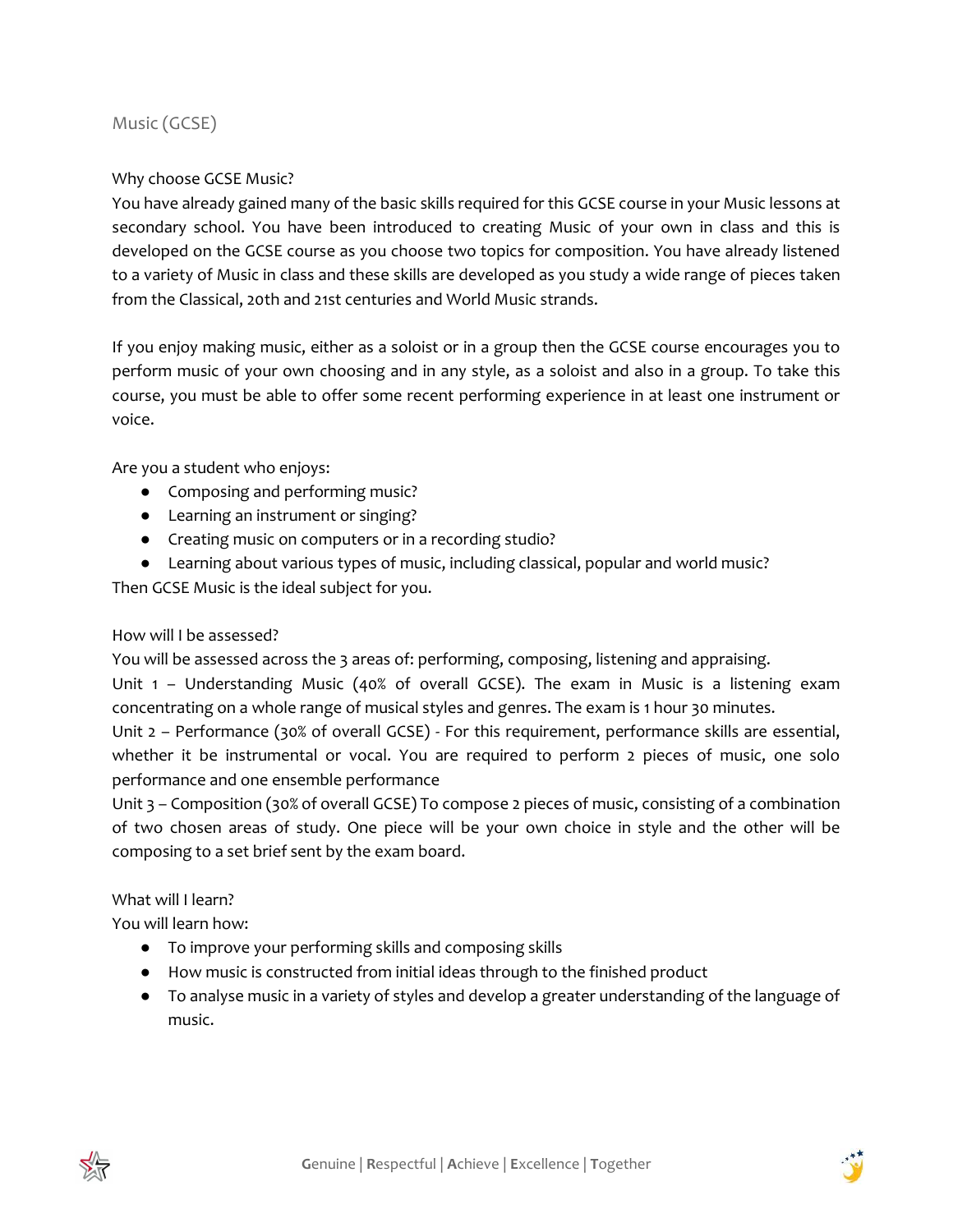# Music (GCSE)

## Why choose GCSE Music?

You have already gained many of the basic skills required for this GCSE course in your Music lessons at secondary school. You have been introduced to creating Music of your own in class and this is developed on the GCSE course as you choose two topics for composition. You have already listened to a variety of Music in class and these skills are developed as you study a wide range of pieces taken from the Classical, 20th and 21st centuries and World Music strands.

If you enjoy making music, either as a soloist or in a group then the GCSE course encourages you to perform music of your own choosing and in any style, as a soloist and also in a group. To take this course, you must be able to offer some recent performing experience in at least one instrument or voice.

Are you a student who enjoys:

- Composing and performing music?
- Learning an instrument or singing?
- Creating music on computers or in a recording studio?
- Learning about various types of music, including classical, popular and world music?

Then GCSE Music is the ideal subject for you.

## How will I be assessed?

You will be assessed across the 3 areas of: performing, composing, listening and appraising.

Unit 1 – Understanding Music (40% of overall GCSE). The exam in Music is a listening exam concentrating on a whole range of musical styles and genres. The exam is 1 hour 30 minutes.

Unit 2 – Performance (30% of overall GCSE) - For this requirement, performance skills are essential, whether it be instrumental or vocal. You are required to perform 2 pieces of music, one solo performance and one ensemble performance

Unit 3 – Composition (30% of overall GCSE) To compose 2 pieces of music, consisting of a combination of two chosen areas of study. One piece will be your own choice in style and the other will be composing to a set brief sent by the exam board.

## What will I learn?

You will learn how:

- To improve your performing skills and composing skills
- How music is constructed from initial ideas through to the finished product
- To analyse music in a variety of styles and develop a greater understanding of the language of music.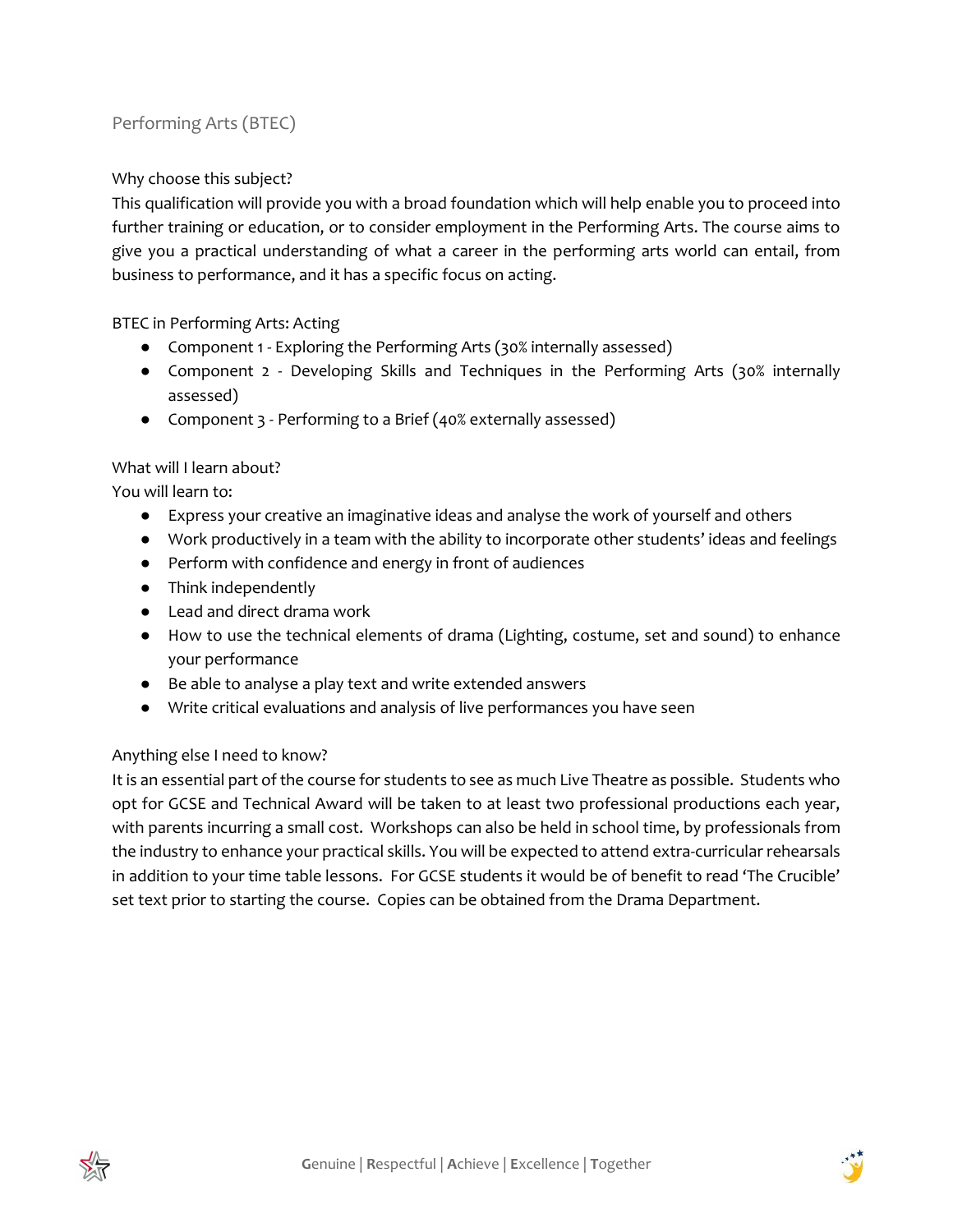# Performing Arts (BTEC)

## Why choose this subject?

This qualification will provide you with a broad foundation which will help enable you to proceed into further training or education, or to consider employment in the Performing Arts. The course aims to give you a practical understanding of what a career in the performing arts world can entail, from business to performance, and it has a specific focus on acting.

## BTEC in Performing Arts: Acting

- Component 1 - Exploring the Performing Arts (30% internally assessed)
- Component 2 - Developing Skills and Techniques in the Performing Arts (30% internally assessed)
- Component 3 - Performing to a Brief (40% externally assessed)

## What will I learn about?

You will learn to:

- Express your creative an imaginative ideas and analyse the work of yourself and others
- Work productively in a team with the ability to incorporate other students' ideas and feelings
- Perform with confidence and energy in front of audiences
- Think independently
- Lead and direct drama work
- How to use the technical elements of drama (Lighting, costume, set and sound) to enhance your performance
- Be able to analyse a play text and write extended answers
- Write critical evaluations and analysis of live performances you have seen

## Anything else I need to know?

It is an essential part of the course for students to see as much Live Theatre as possible. Students who opt for GCSE and Technical Award will be taken to at least two professional productions each year, with parents incurring a small cost. Workshops can also be held in school time, by professionals from the industry to enhance your practical skills. You will be expected to attend extra-curricular rehearsals in addition to your time table lessons. For GCSE students it would be of benefit to read 'The Crucible' set text prior to starting the course. Copies can be obtained from the Drama Department.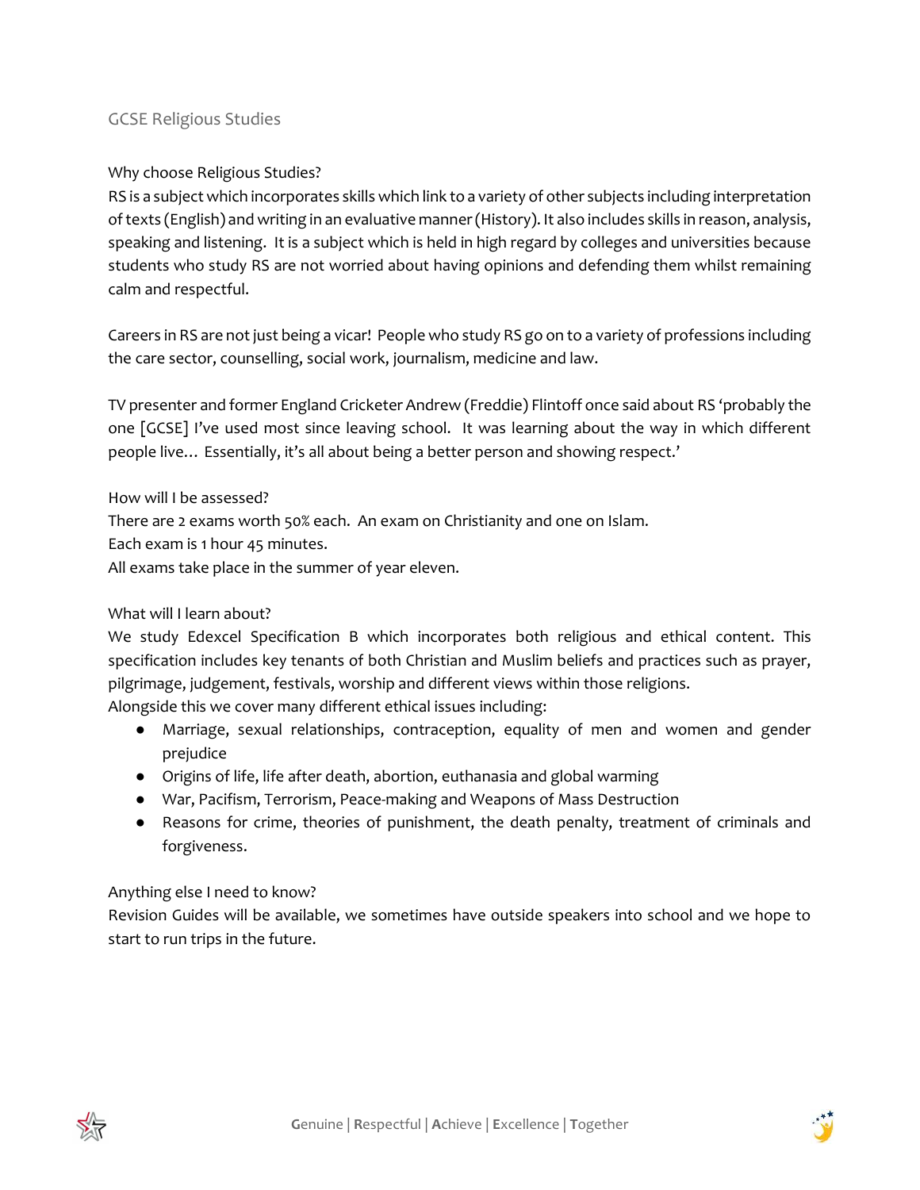# GCSE Religious Studies

## Why choose Religious Studies?

RS is a subject which incorporates skills which link to a variety of other subjects including interpretation of texts (English) and writing in an evaluative manner (History). It also includes skills in reason, analysis, speaking and listening. It is a subject which is held in high regard by colleges and universities because students who study RS are not worried about having opinions and defending them whilst remaining calm and respectful.

Careers in RS are not just being a vicar! People who study RS go on to a variety of professions including the care sector, counselling, social work, journalism, medicine and law.

TV presenter and former England Cricketer Andrew (Freddie) Flintoff once said about RS 'probably the one [GCSE] I've used most since leaving school. It was learning about the way in which different people live… Essentially, it's all about being a better person and showing respect.'

## How will I be assessed?

There are 2 exams worth 50% each. An exam on Christianity and one on Islam.
Each exam is 1 hour 45 minutes.
All exams take place in the summer of year eleven.

## What will I learn about?

We study Edexcel Specification B which incorporates both religious and ethical content. This specification includes key tenants of both Christian and Muslim beliefs and practices such as prayer, pilgrimage, judgement, festivals, worship and different views within those religions.
Alongside this we cover many different ethical issues including:

- Marriage, sexual relationships, contraception, equality of men and women and gender prejudice
- Origins of life, life after death, abortion, euthanasia and global warming
- War, Pacifism, Terrorism, Peace-making and Weapons of Mass Destruction
- Reasons for crime, theories of punishment, the death penalty, treatment of criminals and forgiveness.

## Anything else I need to know?

Revision Guides will be available, we sometimes have outside speakers into school and we hope to start to run trips in the future.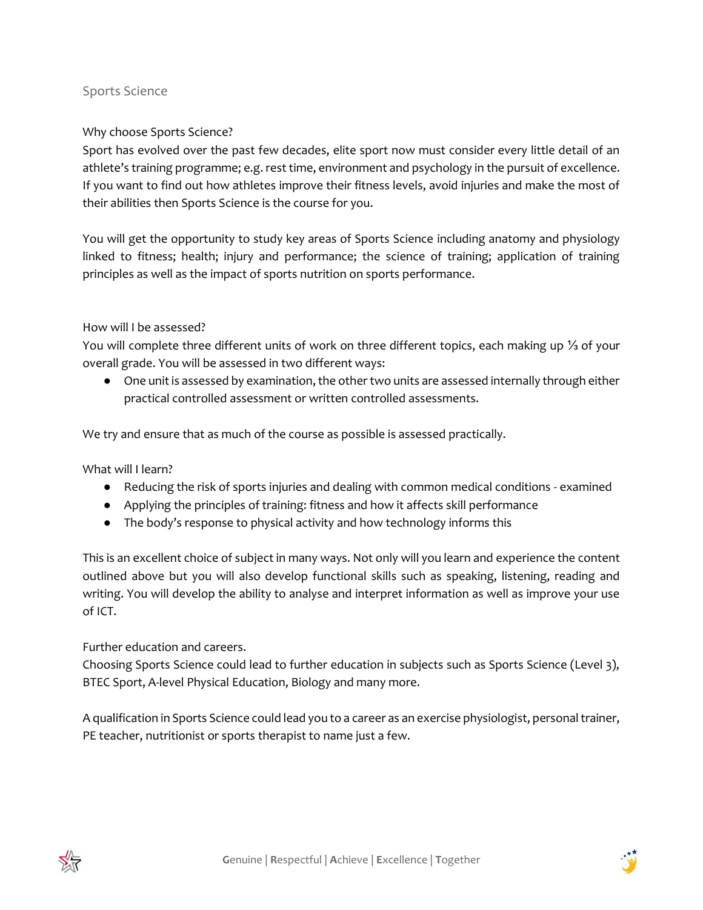# Sports Science

## Why choose Sports Science?

Sport has evolved over the past few decades, elite sport now must consider every little detail of an athlete's training programme; e.g. rest time, environment and psychology in the pursuit of excellence. If you want to find out how athletes improve their fitness levels, avoid injuries and make the most of their abilities then Sports Science is the course for you.

You will get the opportunity to study key areas of Sports Science including anatomy and physiology linked to fitness; health; injury and performance; the science of training; application of training principles as well as the impact of sports nutrition on sports performance.

## How will I be assessed?

You will complete three different units of work on three different topics, each making up ⅓ of your overall grade. You will be assessed in two different ways:

- One unit is assessed by examination, the other two units are assessed internally through either practical controlled assessment or written controlled assessments.

We try and ensure that as much of the course as possible is assessed practically.

## What will I learn?

- Reducing the risk of sports injuries and dealing with common medical conditions - examined
- Applying the principles of training: fitness and how it affects skill performance
- The body's response to physical activity and how technology informs this

This is an excellent choice of subject in many ways. Not only will you learn and experience the content outlined above but you will also develop functional skills such as speaking, listening, reading and writing. You will develop the ability to analyse and interpret information as well as improve your use of ICT.

## Further education and careers.

Choosing Sports Science could lead to further education in subjects such as Sports Science (Level 3), BTEC Sport, A-level Physical Education, Biology and many more.

A qualification in Sports Science could lead you to a career as an exercise physiologist, personal trainer, PE teacher, nutritionist or sports therapist to name just a few.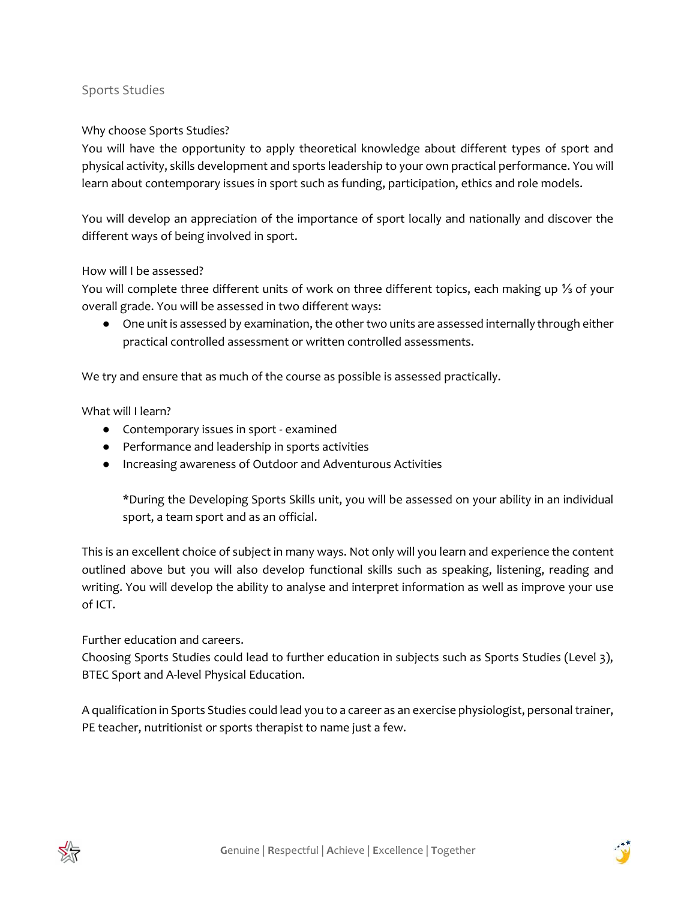## Sports Studies

### Why choose Sports Studies?

You will have the opportunity to apply theoretical knowledge about different types of sport and physical activity, skills development and sports leadership to your own practical performance. You will learn about contemporary issues in sport such as funding, participation, ethics and role models.

You will develop an appreciation of the importance of sport locally and nationally and discover the different ways of being involved in sport.

### How will I be assessed?

You will complete three different units of work on three different topics, each making up ⅓ of your overall grade. You will be assessed in two different ways:

- One unit is assessed by examination, the other two units are assessed internally through either practical controlled assessment or written controlled assessments.

We try and ensure that as much of the course as possible is assessed practically.

### What will I learn?

- Contemporary issues in sport - examined
- Performance and leadership in sports activities
- Increasing awareness of Outdoor and Adventurous Activities

  *During the Developing Sports Skills unit, you will be assessed on your ability in an individual sport, a team sport and as an official.

This is an excellent choice of subject in many ways. Not only will you learn and experience the content outlined above but you will also develop functional skills such as speaking, listening, reading and writing. You will develop the ability to analyse and interpret information as well as improve your use of ICT.

### Further education and careers.

Choosing Sports Studies could lead to further education in subjects such as Sports Studies (Level 3), BTEC Sport and A-level Physical Education.

A qualification in Sports Studies could lead you to a career as an exercise physiologist, personal trainer, PE teacher, nutritionist or sports therapist to name just a few.

**G**enuine | **R**espectful | **A**chieve | **E**xcellence | **T**ogether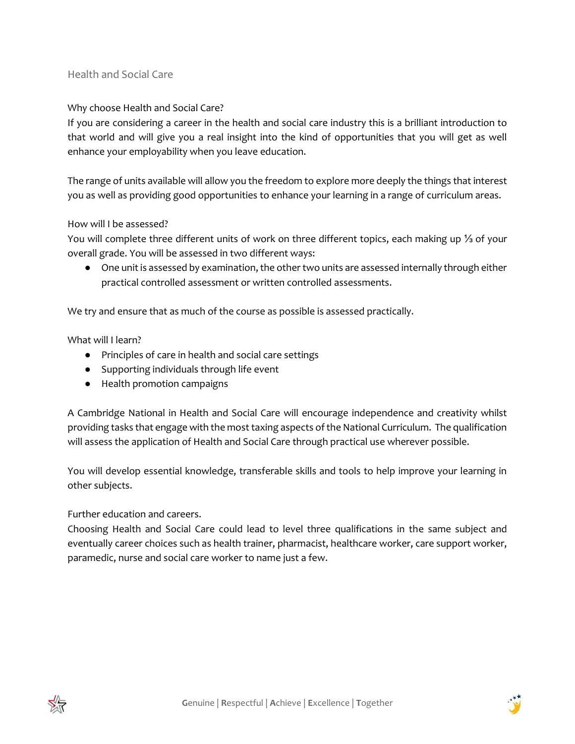# Health and Social Care

## Why choose Health and Social Care?

If you are considering a career in the health and social care industry this is a brilliant introduction to that world and will give you a real insight into the kind of opportunities that you will get as well enhance your employability when you leave education.

The range of units available will allow you the freedom to explore more deeply the things that interest you as well as providing good opportunities to enhance your learning in a range of curriculum areas.

## How will I be assessed?

You will complete three different units of work on three different topics, each making up ⅓ of your overall grade. You will be assessed in two different ways:

- One unit is assessed by examination, the other two units are assessed internally through either practical controlled assessment or written controlled assessments.

We try and ensure that as much of the course as possible is assessed practically.

## What will I learn?

- Principles of care in health and social care settings
- Supporting individuals through life event
- Health promotion campaigns

A Cambridge National in Health and Social Care will encourage independence and creativity whilst providing tasks that engage with the most taxing aspects of the National Curriculum. The qualification will assess the application of Health and Social Care through practical use wherever possible.

You will develop essential knowledge, transferable skills and tools to help improve your learning in other subjects.

## Further education and careers.

Choosing Health and Social Care could lead to level three qualifications in the same subject and eventually career choices such as health trainer, pharmacist, healthcare worker, care support worker, paramedic, nurse and social care worker to name just a few.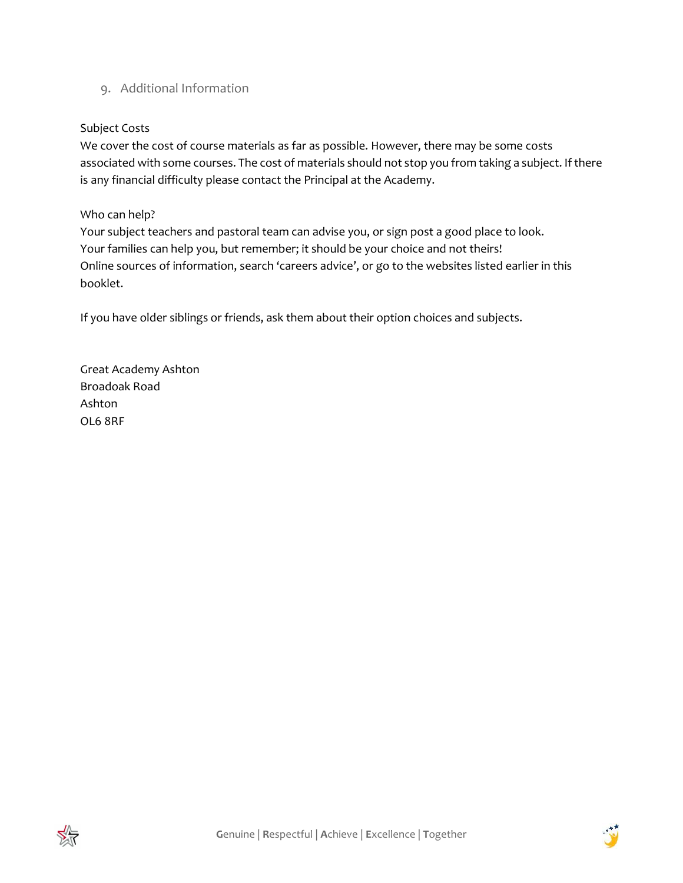## 9. Additional Information

Subject Costs

We cover the cost of course materials as far as possible. However, there may be some costs associated with some courses. The cost of materials should not stop you from taking a subject. If there is any financial difficulty please contact the Principal at the Academy.

Who can help?

Your subject teachers and pastoral team can advise you, or sign post a good place to look.
Your families can help you, but remember; it should be your choice and not theirs!
Online sources of information, search 'careers advice', or go to the websites listed earlier in this booklet.

If you have older siblings or friends, ask them about their option choices and subjects.

Great Academy Ashton
Broadoak Road
Ashton
OL6 8RF